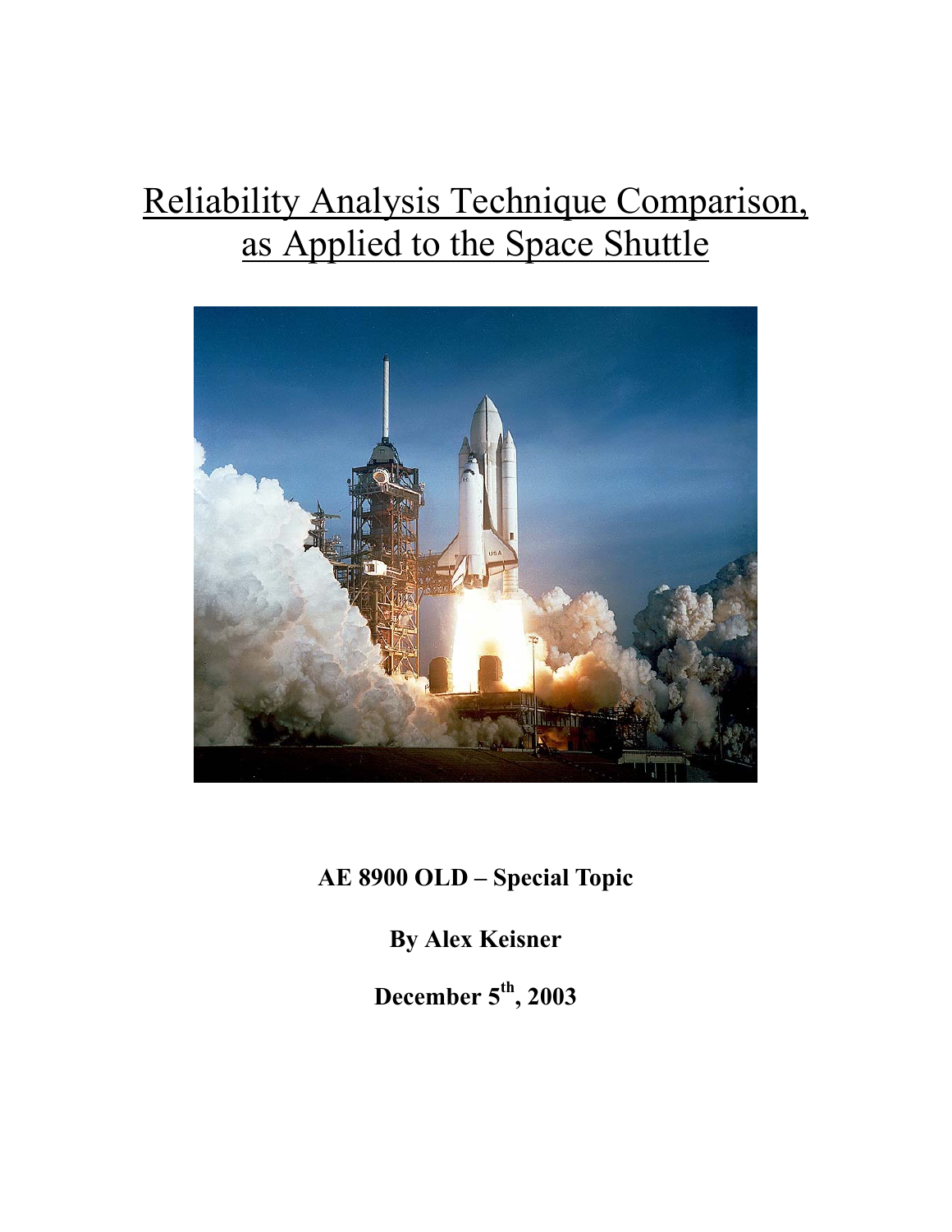# Reliability Analysis Technique Comparison, as Applied to the Space Shuttle

**AE 8900 OLD – Special Topic**

**By Alex Keisner**

**December 5th, 2003**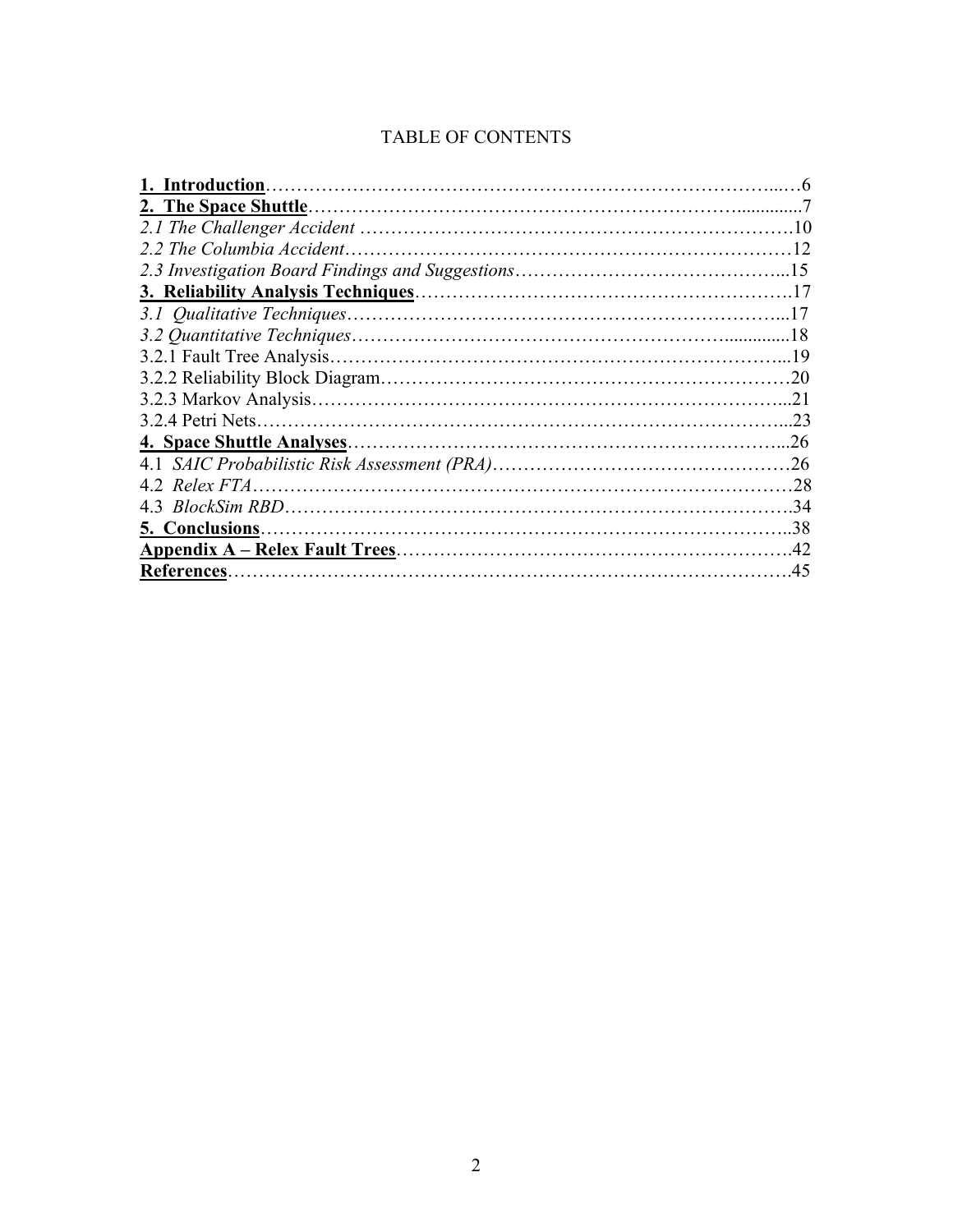# TABLE OF CONTENTS

**1. Introduction**……………………………………………………………………...…6
**2. The Space Shuttle**…………………………………………………………..............7
*2.1 The Challenger Accident* ………………………………………………………………10
*2.2 The Columbia Accident*…………………………………………………………………12
*2.3 Investigation Board Findings and Suggestions*……………………………………...15
**3. Reliability Analysis Techniques**…………………………………………………….17
*3.1 Qualitative Techniques*…………………………………………………………...17
*3.2 Quantitative Techniques*……………………………………………….............18
3.2.1 Fault Tree Analysis……………………………………………………………...19
3.2.2 Reliability Block Diagram………………………………………………………20
3.2.3 Markov Analysis………………………………………………………………...21
3.2.4 Petri Nets……………………………………………………………………...23
**4. Space Shuttle Analyses**……………………………………………………………...26
4.1 *SAIC Probabilistic Risk Assessment (PRA)*…………………………………………26
4.2 *Relex FTA*……………………………………………………………………………28
4.3 *BlockSim RBD*…………………………………………………………………….34
**5. Conclusions**………………………………………………………………………..38
**Appendix A – Relex Fault Trees**……………………………………………………….42
**References**………………………………………………………………………………….45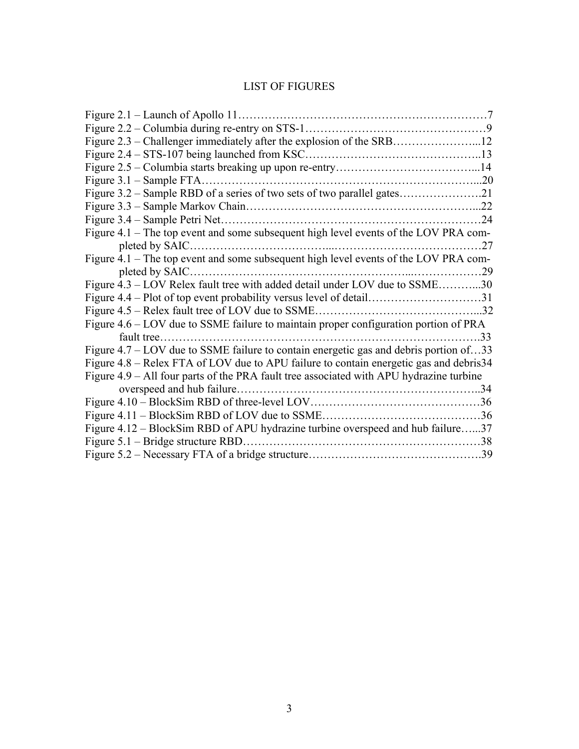# LIST OF FIGURES

Figure 2.1 – Launch of Apollo 11 ………………………………………………………… 7
Figure 2.2 – Columbia during re-entry on STS-1 ………………………………………… 9
Figure 2.3 – Challenger immediately after the explosion of the SRB ………………… 12
Figure 2.4 – STS-107 being launched from KSC ……………………………………… 13
Figure 2.5 – Columbia starts breaking up upon re-entry ……………………………… 14
Figure 3.1 – Sample FTA …………………………………………………………… 20
Figure 3.2 – Sample RBD of a series of two sets of two parallel gates ………………… 21
Figure 3.3 – Sample Markov Chain ………………………………………………… 22
Figure 3.4 – Sample Petri Net ……………………………………………………… 24
Figure 4.1 – The top event and some subsequent high level events of the LOV PRA completed by SAIC ……………………………………………………………… 27
Figure 4.1 – The top event and some subsequent high level events of the LOV PRA completed by SAIC ……………………………………………………………… 29
Figure 4.3 – LOV Relex fault tree with added detail under LOV due to SSME ………… 30
Figure 4.4 – Plot of top event probability versus level of detail ……………………… 31
Figure 4.5 – Relex fault tree of LOV due to SSME …………………………………… 32
Figure 4.6 – LOV due to SSME failure to maintain proper configuration portion of PRA fault tree ………………………………………………………………………… 33
Figure 4.7 – LOV due to SSME failure to contain energetic gas and debris portion of … 33
Figure 4.8 – Relex FTA of LOV due to APU failure to contain energetic gas and debris 34
Figure 4.9 – All four parts of the PRA fault tree associated with APU hydrazine turbine overspeed and hub failure ………………………………………………………… 34
Figure 4.10 – BlockSim RBD of three-level LOV ……………………………………… 36
Figure 4.11 – BlockSim RBD of LOV due to SSME …………………………………… 36
Figure 4.12 – BlockSim RBD of APU hydrazine turbine overspeed and hub failure …… 37
Figure 5.1 – Bridge structure RBD ………………………………………………… 38
Figure 5.2 – Necessary FTA of a bridge structure …………………………………… 39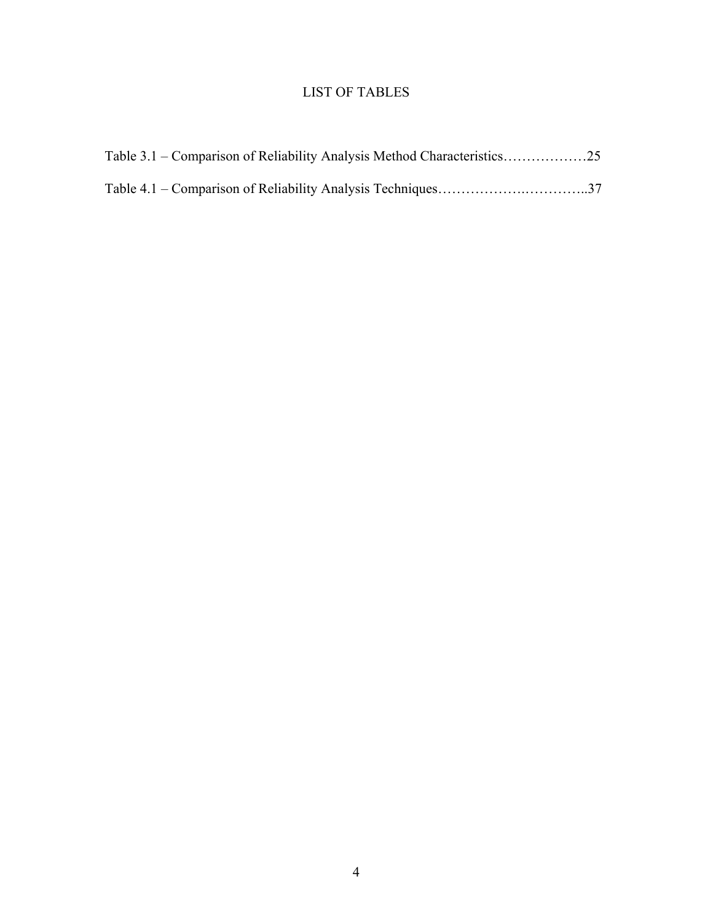# LIST OF TABLES

Table 3.1 – Comparison of Reliability Analysis Method Characteristics………………25

Table 4.1 – Comparison of Reliability Analysis Techniques……………….…………..37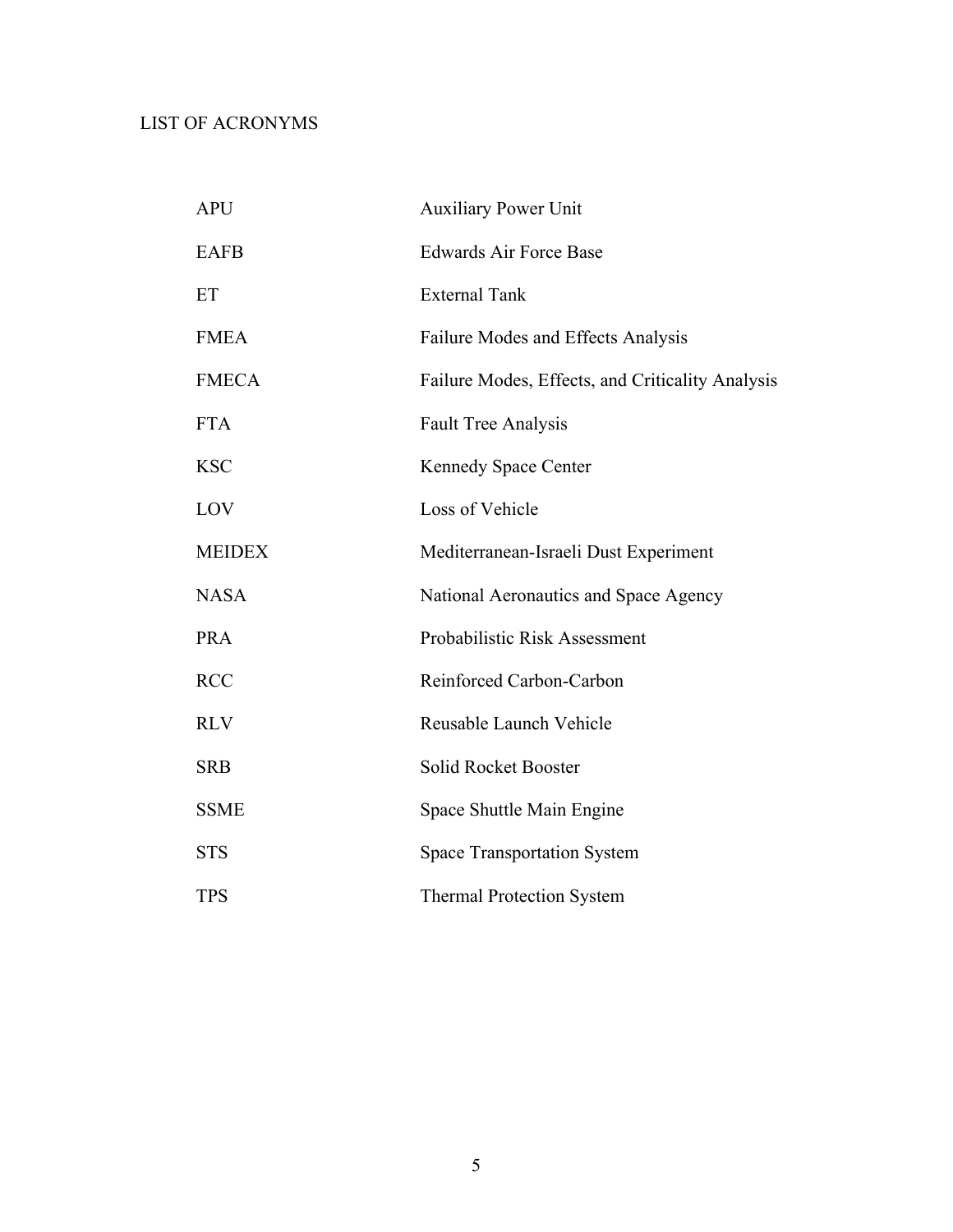# LIST OF ACRONYMS

| | |
|---|---|
| APU | Auxiliary Power Unit |
| EAFB | Edwards Air Force Base |
| ET | External Tank |
| FMEA | Failure Modes and Effects Analysis |
| FMECA | Failure Modes, Effects, and Criticality Analysis |
| FTA | Fault Tree Analysis |
| KSC | Kennedy Space Center |
| LOV | Loss of Vehicle |
| MEIDEX | Mediterranean-Israeli Dust Experiment |
| NASA | National Aeronautics and Space Agency |
| PRA | Probabilistic Risk Assessment |
| RCC | Reinforced Carbon-Carbon |
| RLV | Reusable Launch Vehicle |
| SRB | Solid Rocket Booster |
| SSME | Space Shuttle Main Engine |
| STS | Space Transportation System |
| TPS | Thermal Protection System |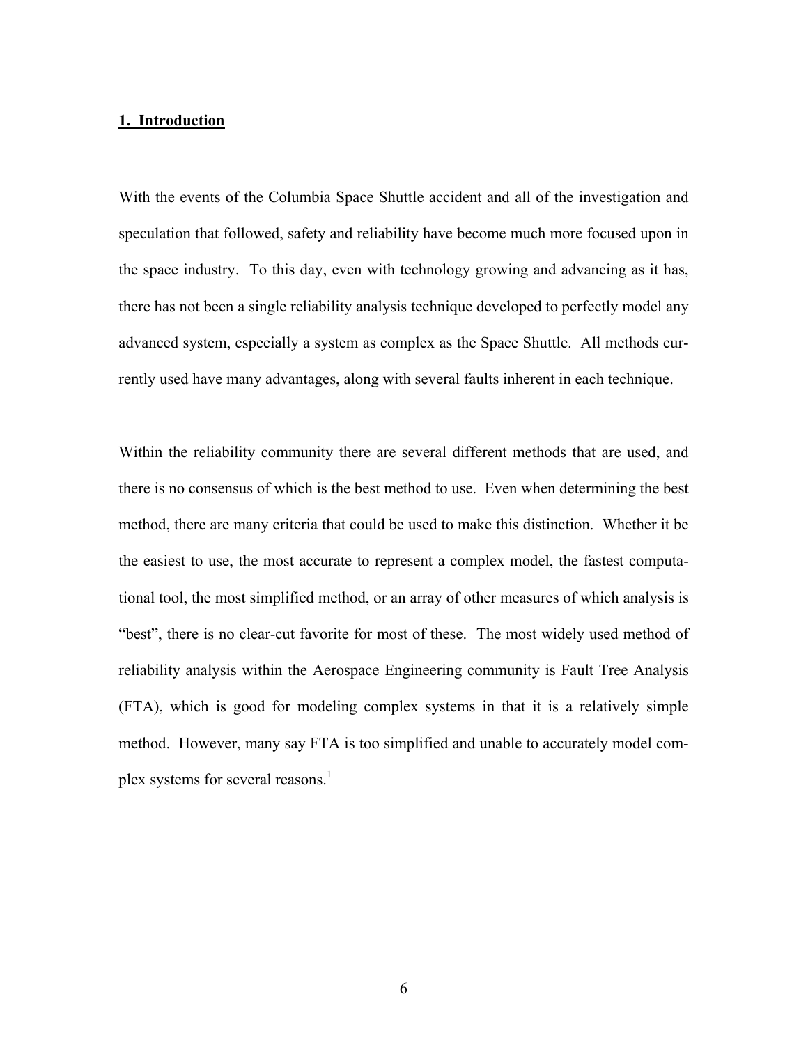## 1. Introduction

With the events of the Columbia Space Shuttle accident and all of the investigation and speculation that followed, safety and reliability have become much more focused upon in the space industry. To this day, even with technology growing and advancing as it has, there has not been a single reliability analysis technique developed to perfectly model any advanced system, especially a system as complex as the Space Shuttle. All methods currently used have many advantages, along with several faults inherent in each technique.

Within the reliability community there are several different methods that are used, and there is no consensus of which is the best method to use. Even when determining the best method, there are many criteria that could be used to make this distinction. Whether it be the easiest to use, the most accurate to represent a complex model, the fastest computational tool, the most simplified method, or an array of other measures of which analysis is "best", there is no clear-cut favorite for most of these. The most widely used method of reliability analysis within the Aerospace Engineering community is Fault Tree Analysis (FTA), which is good for modeling complex systems in that it is a relatively simple method. However, many say FTA is too simplified and unable to accurately model complex systems for several reasons.[1]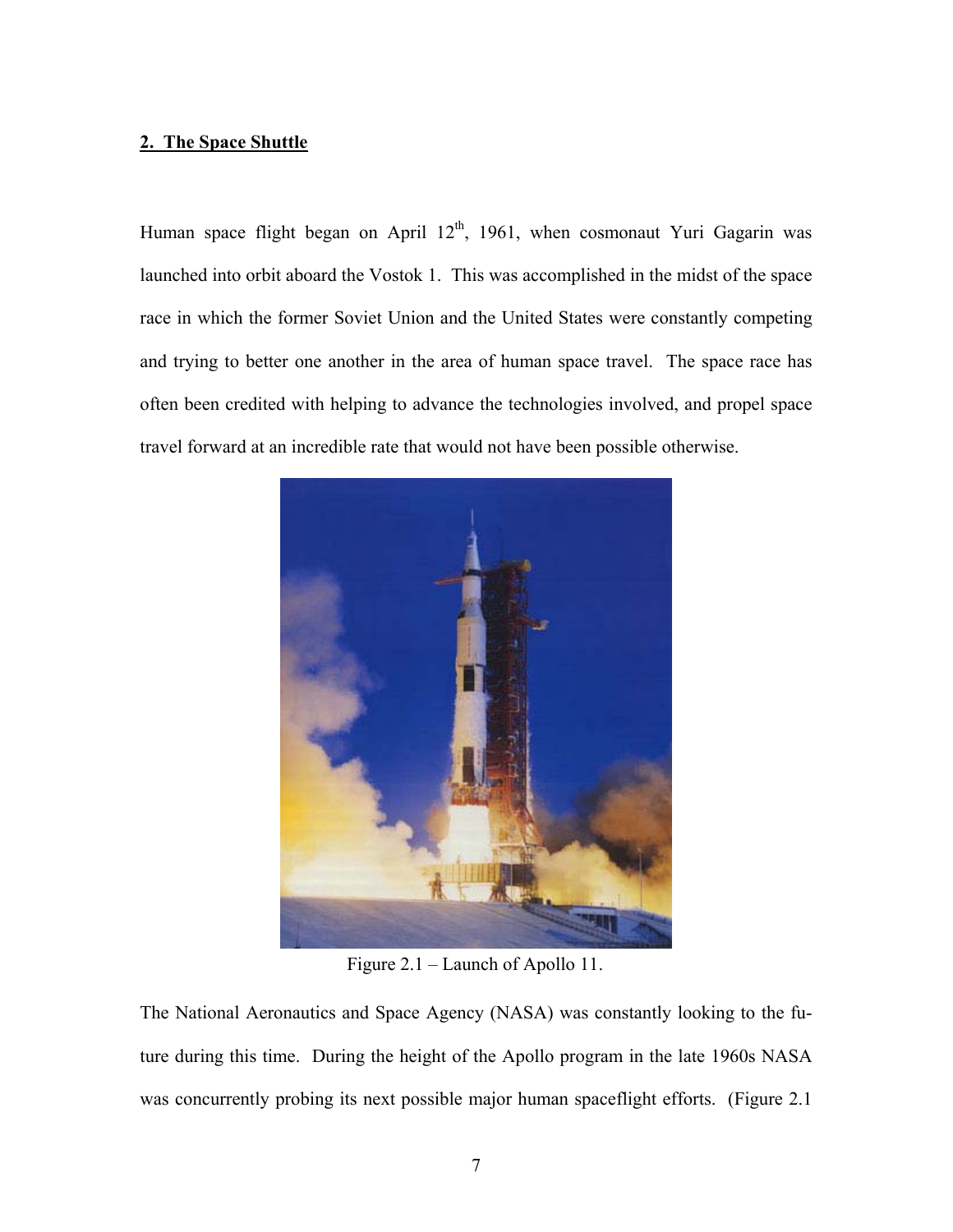## 2. The Space Shuttle

Human space flight began on April 12th, 1961, when cosmonaut Yuri Gagarin was launched into orbit aboard the Vostok 1. This was accomplished in the midst of the space race in which the former Soviet Union and the United States were constantly competing and trying to better one another in the area of human space travel. The space race has often been credited with helping to advance the technologies involved, and propel space travel forward at an incredible rate that would not have been possible otherwise.

Figure 2.1 – Launch of Apollo 11.

The National Aeronautics and Space Agency (NASA) was constantly looking to the future during this time. During the height of the Apollo program in the late 1960s NASA was concurrently probing its next possible major human spaceflight efforts. (Figure 2.1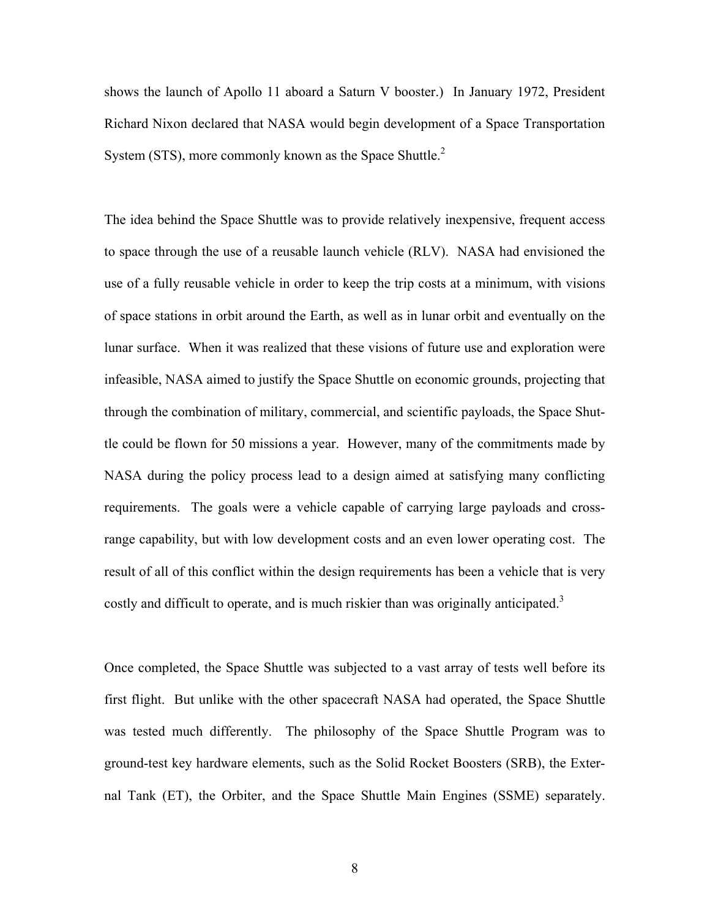shows the launch of Apollo 11 aboard a Saturn V booster.) In January 1972, President Richard Nixon declared that NASA would begin development of a Space Transportation System (STS), more commonly known as the Space Shuttle.[2]

The idea behind the Space Shuttle was to provide relatively inexpensive, frequent access to space through the use of a reusable launch vehicle (RLV). NASA had envisioned the use of a fully reusable vehicle in order to keep the trip costs at a minimum, with visions of space stations in orbit around the Earth, as well as in lunar orbit and eventually on the lunar surface. When it was realized that these visions of future use and exploration were infeasible, NASA aimed to justify the Space Shuttle on economic grounds, projecting that through the combination of military, commercial, and scientific payloads, the Space Shuttle could be flown for 50 missions a year. However, many of the commitments made by NASA during the policy process lead to a design aimed at satisfying many conflicting requirements. The goals were a vehicle capable of carrying large payloads and cross-range capability, but with low development costs and an even lower operating cost. The result of all of this conflict within the design requirements has been a vehicle that is very costly and difficult to operate, and is much riskier than was originally anticipated.[3]

Once completed, the Space Shuttle was subjected to a vast array of tests well before its first flight. But unlike with the other spacecraft NASA had operated, the Space Shuttle was tested much differently. The philosophy of the Space Shuttle Program was to ground-test key hardware elements, such as the Solid Rocket Boosters (SRB), the External Tank (ET), the Orbiter, and the Space Shuttle Main Engines (SSME) separately.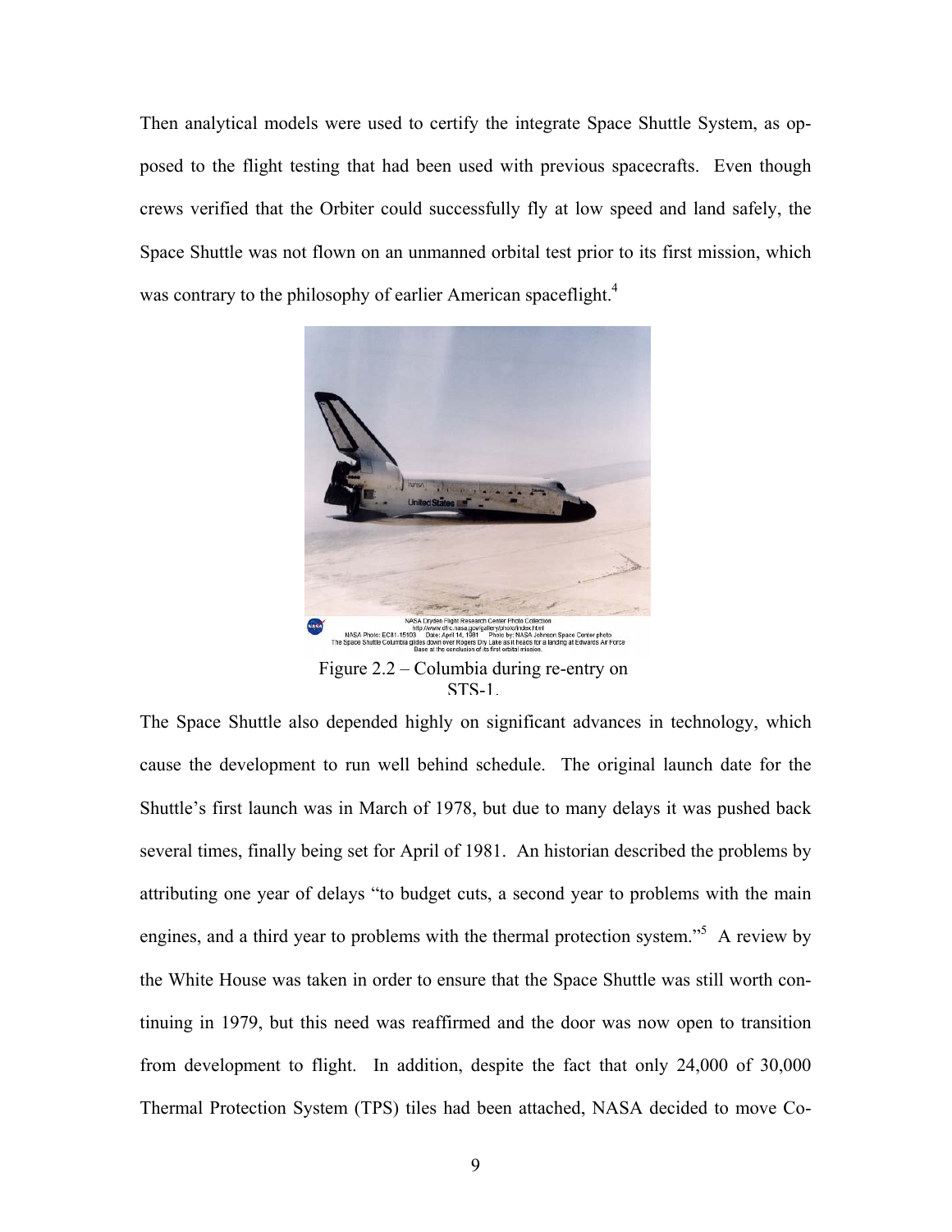Then analytical models were used to certify the integrate Space Shuttle System, as opposed to the flight testing that had been used with previous spacecrafts. Even though crews verified that the Orbiter could successfully fly at low speed and land safely, the Space Shuttle was not flown on an unmanned orbital test prior to its first mission, which was contrary to the philosophy of earlier American spaceflight.[4]

NASA Dryden Flight Research Center Photo Collection
http://www.dfrc.nasa.gov/gallery/photo/index.html
NASA Photo: EC81-15103 Date: April 14, 1981 Photo by: NASA Johnson Space Center photo
The Space Shuttle Columbia glides down over Rogers Dry Lake as it heads for a landing at Edwards Air Force Base at the conclusion of its first orbital mission.

Figure 2.2 – Columbia during re-entry on STS-1.

The Space Shuttle also depended highly on significant advances in technology, which cause the development to run well behind schedule. The original launch date for the Shuttle's first launch was in March of 1978, but due to many delays it was pushed back several times, finally being set for April of 1981. An historian described the problems by attributing one year of delays "to budget cuts, a second year to problems with the main engines, and a third year to problems with the thermal protection system."[5] A review by the White House was taken in order to ensure that the Space Shuttle was still worth continuing in 1979, but this need was reaffirmed and the door was now open to transition from development to flight. In addition, despite the fact that only 24,000 of 30,000 Thermal Protection System (TPS) tiles had been attached, NASA decided to move Co-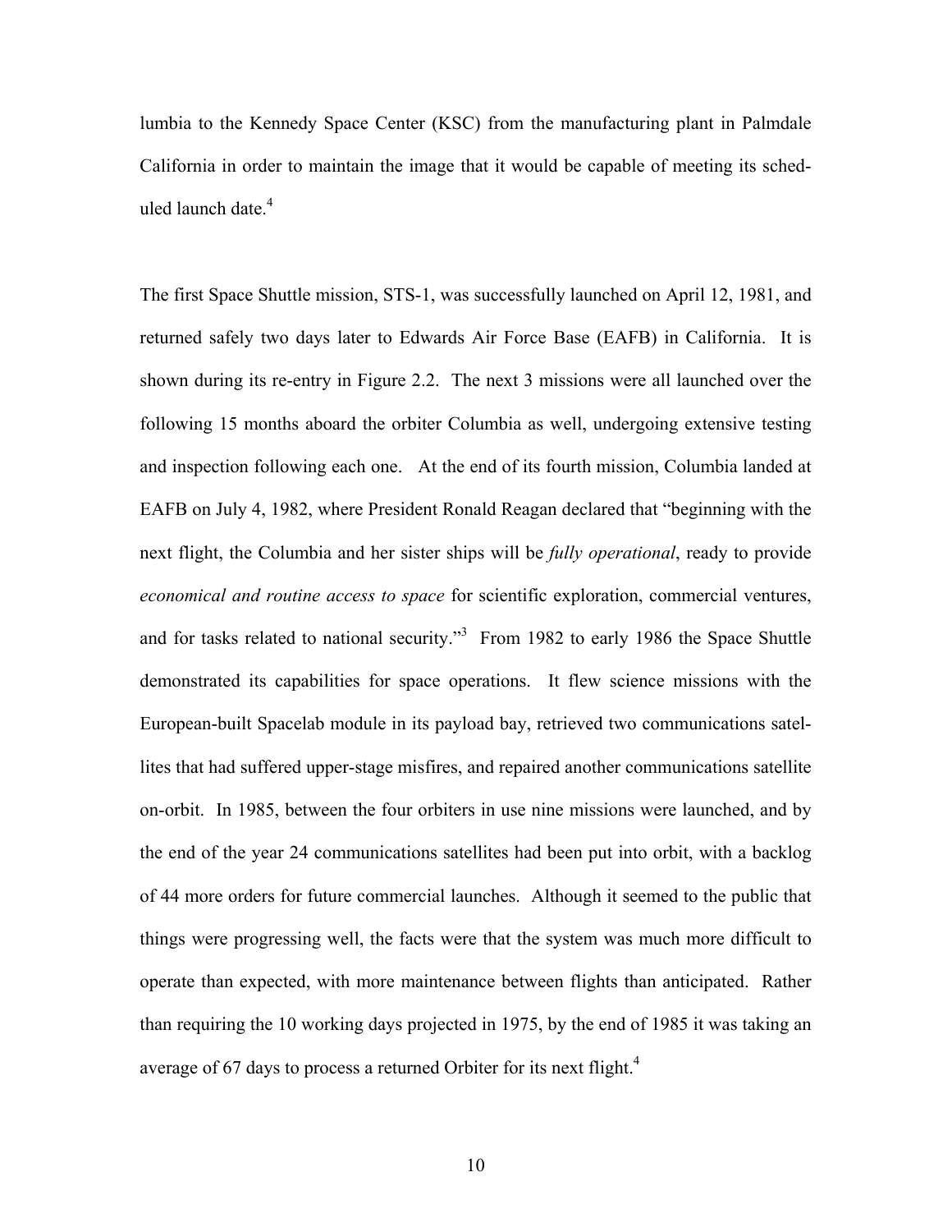lumbia to the Kennedy Space Center (KSC) from the manufacturing plant in Palmdale California in order to maintain the image that it would be capable of meeting its scheduled launch date.[4]

The first Space Shuttle mission, STS-1, was successfully launched on April 12, 1981, and returned safely two days later to Edwards Air Force Base (EAFB) in California. It is shown during its re-entry in Figure 2.2. The next 3 missions were all launched over the following 15 months aboard the orbiter Columbia as well, undergoing extensive testing and inspection following each one. At the end of its fourth mission, Columbia landed at EAFB on July 4, 1982, where President Ronald Reagan declared that "beginning with the next flight, the Columbia and her sister ships will be *fully operational*, ready to provide *economical and routine access to space* for scientific exploration, commercial ventures, and for tasks related to national security."[3] From 1982 to early 1986 the Space Shuttle demonstrated its capabilities for space operations. It flew science missions with the European-built Spacelab module in its payload bay, retrieved two communications satellites that had suffered upper-stage misfires, and repaired another communications satellite on-orbit. In 1985, between the four orbiters in use nine missions were launched, and by the end of the year 24 communications satellites had been put into orbit, with a backlog of 44 more orders for future commercial launches. Although it seemed to the public that things were progressing well, the facts were that the system was much more difficult to operate than expected, with more maintenance between flights than anticipated. Rather than requiring the 10 working days projected in 1975, by the end of 1985 it was taking an average of 67 days to process a returned Orbiter for its next flight.[4]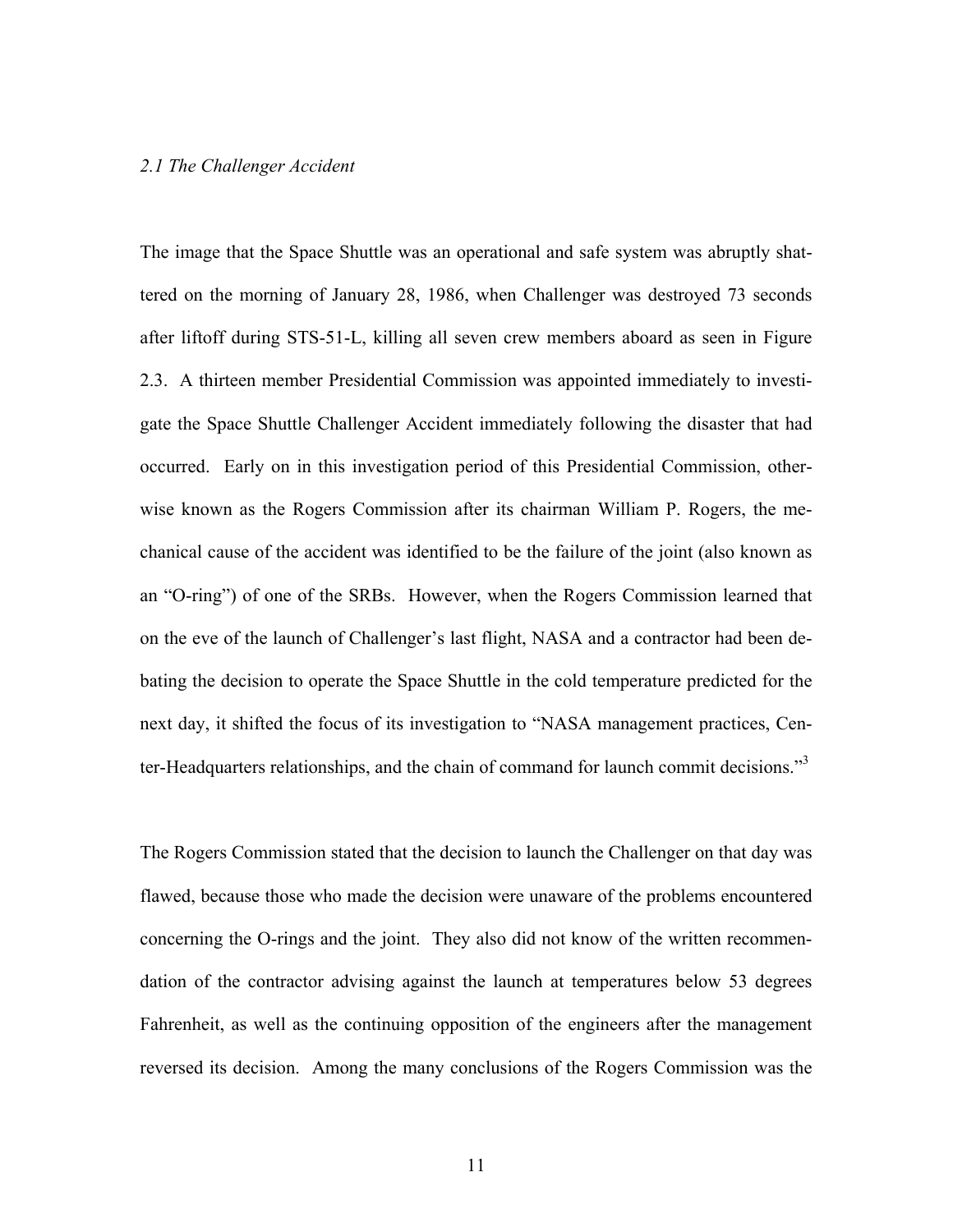### *2.1 The Challenger Accident*

The image that the Space Shuttle was an operational and safe system was abruptly shattered on the morning of January 28, 1986, when Challenger was destroyed 73 seconds after liftoff during STS-51-L, killing all seven crew members aboard as seen in Figure 2.3. A thirteen member Presidential Commission was appointed immediately to investigate the Space Shuttle Challenger Accident immediately following the disaster that had occurred. Early on in this investigation period of this Presidential Commission, otherwise known as the Rogers Commission after its chairman William P. Rogers, the mechanical cause of the accident was identified to be the failure of the joint (also known as an "O-ring") of one of the SRBs. However, when the Rogers Commission learned that on the eve of the launch of Challenger's last flight, NASA and a contractor had been debating the decision to operate the Space Shuttle in the cold temperature predicted for the next day, it shifted the focus of its investigation to "NASA management practices, Center-Headquarters relationships, and the chain of command for launch commit decisions."[3]

The Rogers Commission stated that the decision to launch the Challenger on that day was flawed, because those who made the decision were unaware of the problems encountered concerning the O-rings and the joint. They also did not know of the written recommendation of the contractor advising against the launch at temperatures below 53 degrees Fahrenheit, as well as the continuing opposition of the engineers after the management reversed its decision. Among the many conclusions of the Rogers Commission was the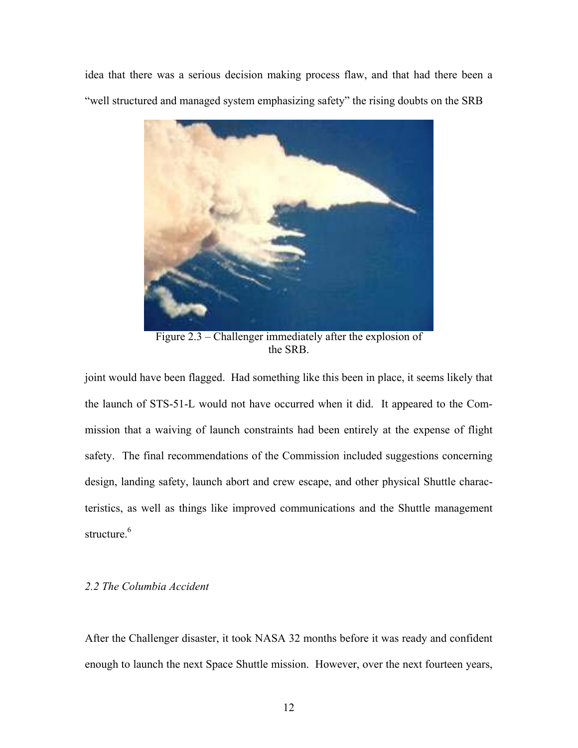idea that there was a serious decision making process flaw, and that had there been a "well structured and managed system emphasizing safety" the rising doubts on the SRB

Figure 2.3 – Challenger immediately after the explosion of the SRB.

joint would have been flagged. Had something like this been in place, it seems likely that the launch of STS-51-L would not have occurred when it did. It appeared to the Commission that a waiving of launch constraints had been entirely at the expense of flight safety. The final recommendations of the Commission included suggestions concerning design, landing safety, launch abort and crew escape, and other physical Shuttle characteristics, as well as things like improved communications and the Shuttle management structure.[6]

## *2.2 The Columbia Accident*

After the Challenger disaster, it took NASA 32 months before it was ready and confident enough to launch the next Space Shuttle mission. However, over the next fourteen years,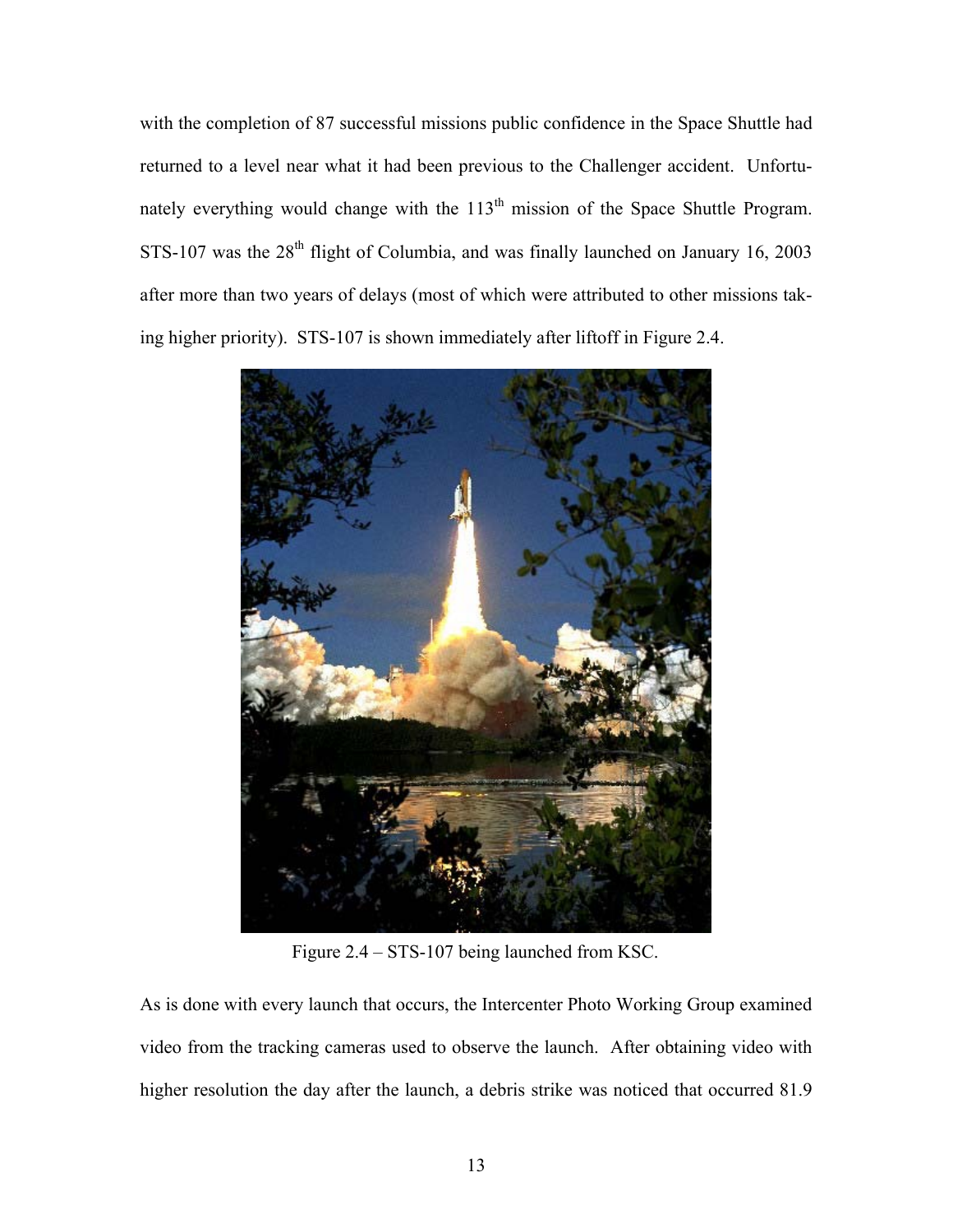with the completion of 87 successful missions public confidence in the Space Shuttle had returned to a level near what it had been previous to the Challenger accident. Unfortunately everything would change with the $113^{th}$ mission of the Space Shuttle Program. STS-107 was the $28^{th}$ flight of Columbia, and was finally launched on January 16, 2003 after more than two years of delays (most of which were attributed to other missions taking higher priority). STS-107 is shown immediately after liftoff in Figure 2.4.

Figure 2.4 – STS-107 being launched from KSC.

As is done with every launch that occurs, the Intercenter Photo Working Group examined video from the tracking cameras used to observe the launch. After obtaining video with higher resolution the day after the launch, a debris strike was noticed that occurred 81.9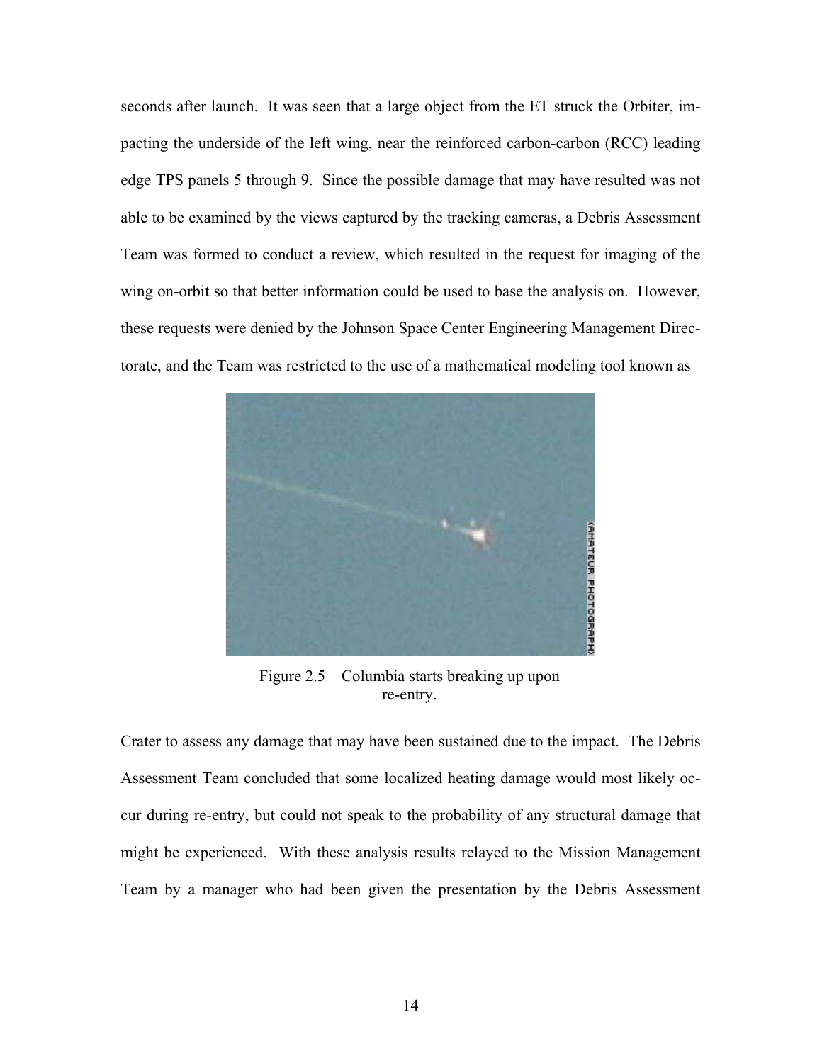seconds after launch. It was seen that a large object from the ET struck the Orbiter, impacting the underside of the left wing, near the reinforced carbon-carbon (RCC) leading edge TPS panels 5 through 9. Since the possible damage that may have resulted was not able to be examined by the views captured by the tracking cameras, a Debris Assessment Team was formed to conduct a review, which resulted in the request for imaging of the wing on-orbit so that better information could be used to base the analysis on. However, these requests were denied by the Johnson Space Center Engineering Management Directorate, and the Team was restricted to the use of a mathematical modeling tool known as

Figure 2.5 – Columbia starts breaking up upon re-entry.

Crater to assess any damage that may have been sustained due to the impact. The Debris Assessment Team concluded that some localized heating damage would most likely occur during re-entry, but could not speak to the probability of any structural damage that might be experienced. With these analysis results relayed to the Mission Management Team by a manager who had been given the presentation by the Debris Assessment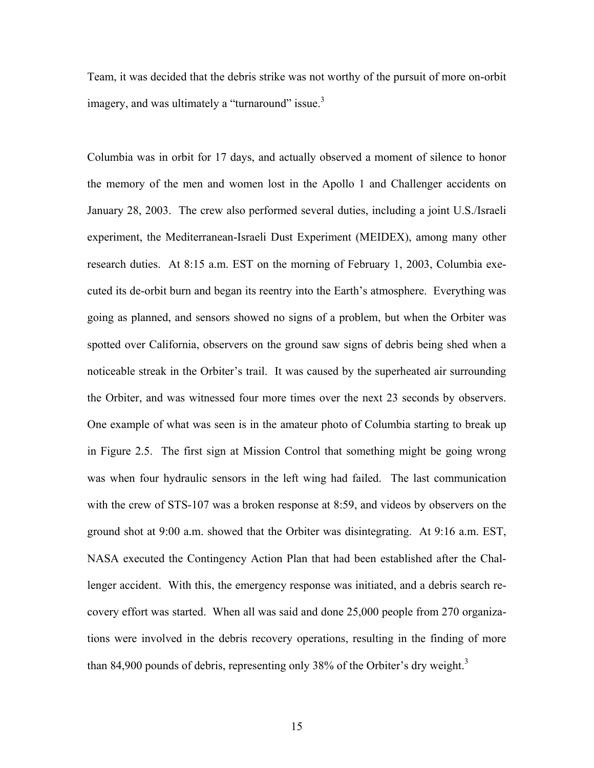Team, it was decided that the debris strike was not worthy of the pursuit of more on-orbit imagery, and was ultimately a "turnaround" issue.[3]

Columbia was in orbit for 17 days, and actually observed a moment of silence to honor the memory of the men and women lost in the Apollo 1 and Challenger accidents on January 28, 2003. The crew also performed several duties, including a joint U.S./Israeli experiment, the Mediterranean-Israeli Dust Experiment (MEIDEX), among many other research duties. At 8:15 a.m. EST on the morning of February 1, 2003, Columbia executed its de-orbit burn and began its reentry into the Earth's atmosphere. Everything was going as planned, and sensors showed no signs of a problem, but when the Orbiter was spotted over California, observers on the ground saw signs of debris being shed when a noticeable streak in the Orbiter's trail. It was caused by the superheated air surrounding the Orbiter, and was witnessed four more times over the next 23 seconds by observers. One example of what was seen is in the amateur photo of Columbia starting to break up in Figure 2.5. The first sign at Mission Control that something might be going wrong was when four hydraulic sensors in the left wing had failed. The last communication with the crew of STS-107 was a broken response at 8:59, and videos by observers on the ground shot at 9:00 a.m. showed that the Orbiter was disintegrating. At 9:16 a.m. EST, NASA executed the Contingency Action Plan that had been established after the Challenger accident. With this, the emergency response was initiated, and a debris search recovery effort was started. When all was said and done 25,000 people from 270 organizations were involved in the debris recovery operations, resulting in the finding of more than 84,900 pounds of debris, representing only 38% of the Orbiter's dry weight.[3]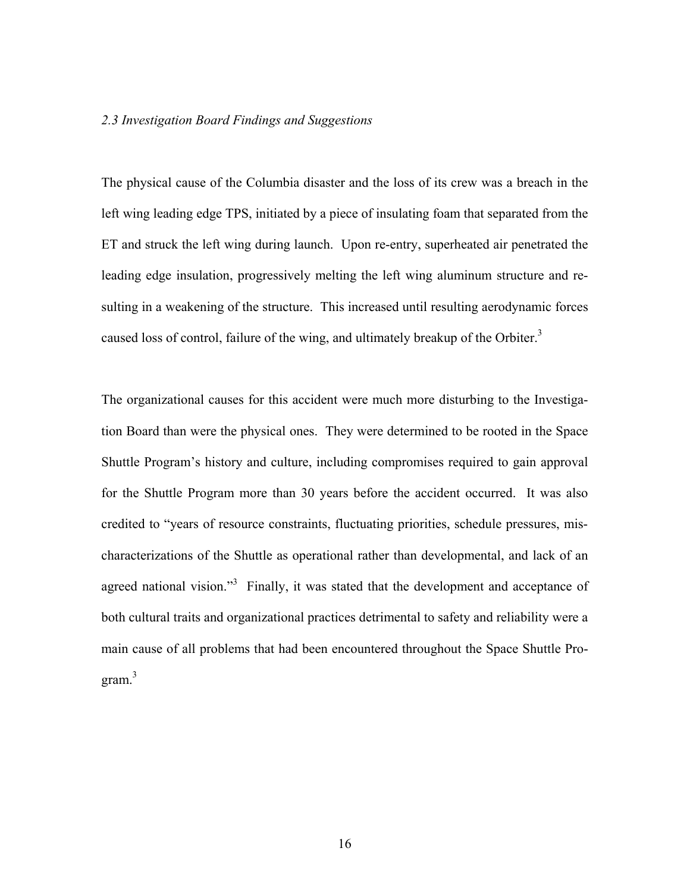### *2.3 Investigation Board Findings and Suggestions*

The physical cause of the Columbia disaster and the loss of its crew was a breach in the left wing leading edge TPS, initiated by a piece of insulating foam that separated from the ET and struck the left wing during launch. Upon re-entry, superheated air penetrated the leading edge insulation, progressively melting the left wing aluminum structure and resulting in a weakening of the structure. This increased until resulting aerodynamic forces caused loss of control, failure of the wing, and ultimately breakup of the Orbiter.[3]

The organizational causes for this accident were much more disturbing to the Investigation Board than were the physical ones. They were determined to be rooted in the Space Shuttle Program's history and culture, including compromises required to gain approval for the Shuttle Program more than 30 years before the accident occurred. It was also credited to "years of resource constraints, fluctuating priorities, schedule pressures, mischaracterizations of the Shuttle as operational rather than developmental, and lack of an agreed national vision."[3] Finally, it was stated that the development and acceptance of both cultural traits and organizational practices detrimental to safety and reliability were a main cause of all problems that had been encountered throughout the Space Shuttle Program.[3]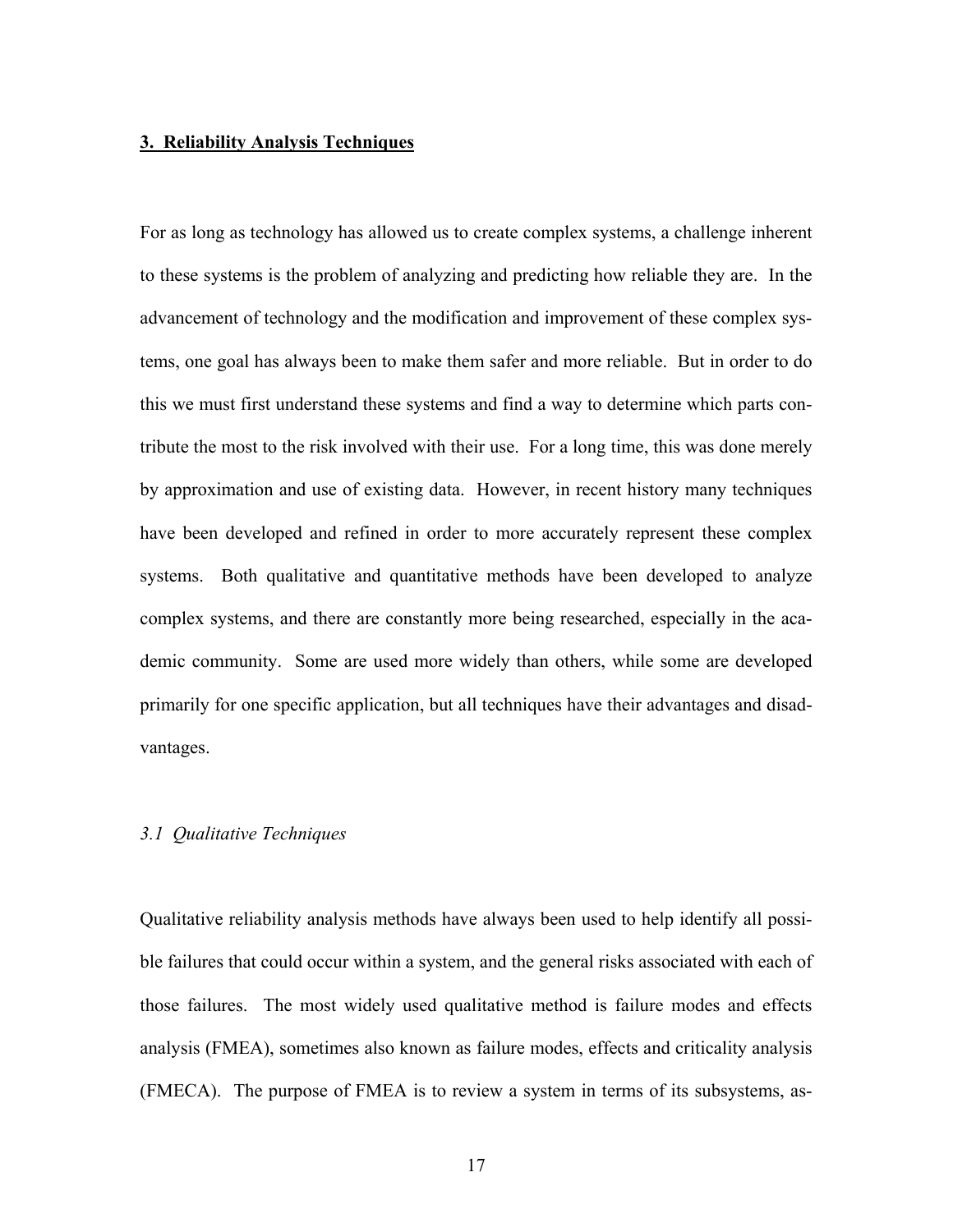## 3. Reliability Analysis Techniques

For as long as technology has allowed us to create complex systems, a challenge inherent to these systems is the problem of analyzing and predicting how reliable they are. In the advancement of technology and the modification and improvement of these complex systems, one goal has always been to make them safer and more reliable. But in order to do this we must first understand these systems and find a way to determine which parts contribute the most to the risk involved with their use. For a long time, this was done merely by approximation and use of existing data. However, in recent history many techniques have been developed and refined in order to more accurately represent these complex systems. Both qualitative and quantitative methods have been developed to analyze complex systems, and there are constantly more being researched, especially in the academic community. Some are used more widely than others, while some are developed primarily for one specific application, but all techniques have their advantages and disadvantages.

### *3.1 Qualitative Techniques*

Qualitative reliability analysis methods have always been used to help identify all possible failures that could occur within a system, and the general risks associated with each of those failures. The most widely used qualitative method is failure modes and effects analysis (FMEA), sometimes also known as failure modes, effects and criticality analysis (FMECA). The purpose of FMEA is to review a system in terms of its subsystems, as-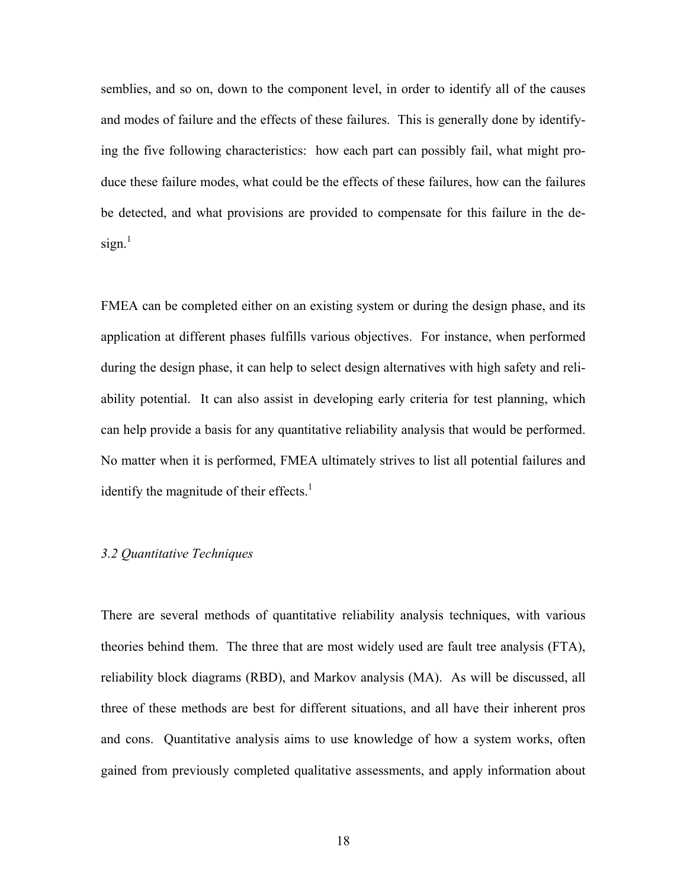semblies, and so on, down to the component level, in order to identify all of the causes and modes of failure and the effects of these failures. This is generally done by identifying the five following characteristics: how each part can possibly fail, what might produce these failure modes, what could be the effects of these failures, how can the failures be detected, and what provisions are provided to compensate for this failure in the design.[1]

FMEA can be completed either on an existing system or during the design phase, and its application at different phases fulfills various objectives. For instance, when performed during the design phase, it can help to select design alternatives with high safety and reliability potential. It can also assist in developing early criteria for test planning, which can help provide a basis for any quantitative reliability analysis that would be performed. No matter when it is performed, FMEA ultimately strives to list all potential failures and identify the magnitude of their effects.[1]

### *3.2 Quantitative Techniques*

There are several methods of quantitative reliability analysis techniques, with various theories behind them. The three that are most widely used are fault tree analysis (FTA), reliability block diagrams (RBD), and Markov analysis (MA). As will be discussed, all three of these methods are best for different situations, and all have their inherent pros and cons. Quantitative analysis aims to use knowledge of how a system works, often gained from previously completed qualitative assessments, and apply information about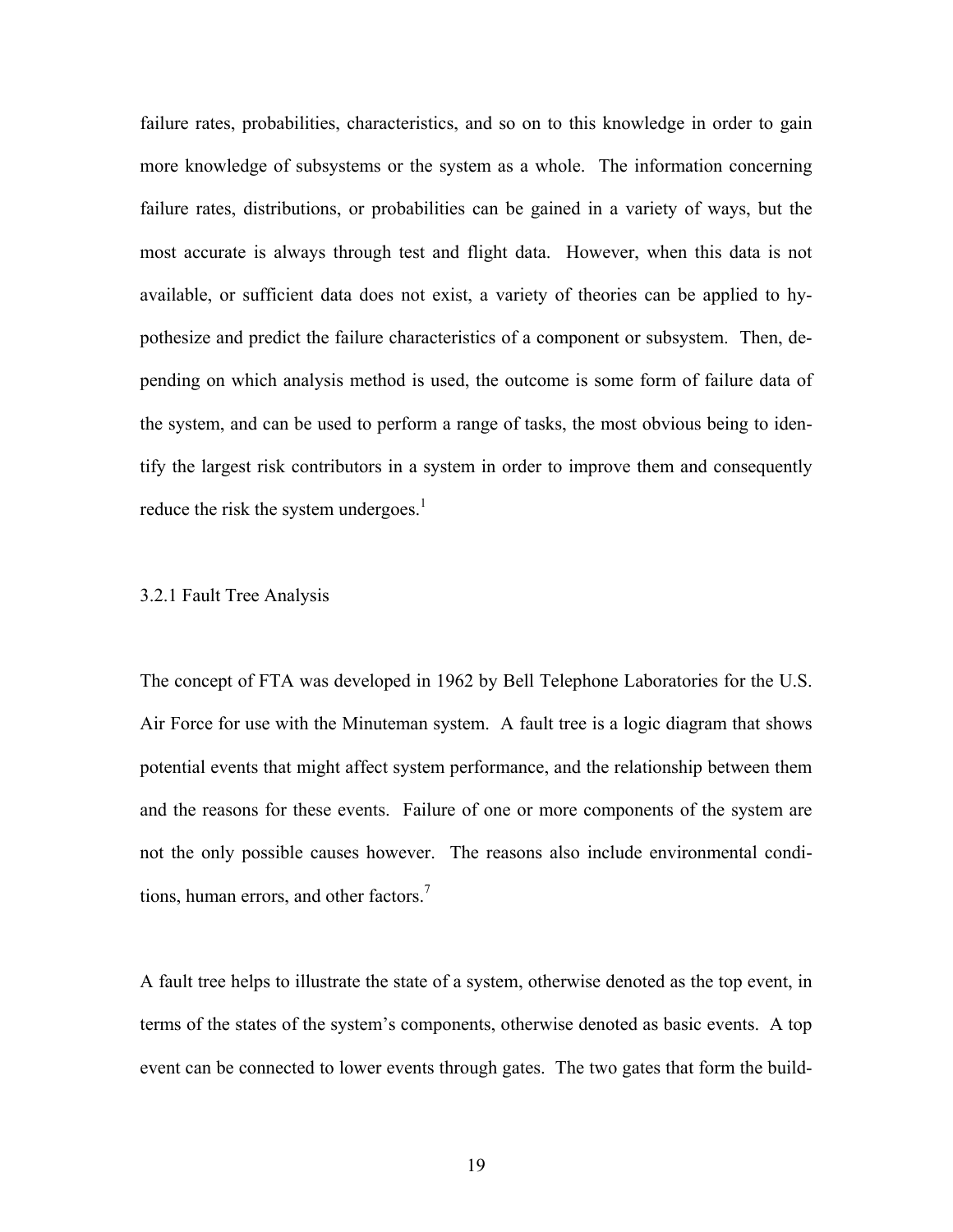failure rates, probabilities, characteristics, and so on to this knowledge in order to gain more knowledge of subsystems or the system as a whole. The information concerning failure rates, distributions, or probabilities can be gained in a variety of ways, but the most accurate is always through test and flight data. However, when this data is not available, or sufficient data does not exist, a variety of theories can be applied to hypothesize and predict the failure characteristics of a component or subsystem. Then, depending on which analysis method is used, the outcome is some form of failure data of the system, and can be used to perform a range of tasks, the most obvious being to identify the largest risk contributors in a system in order to improve them and consequently reduce the risk the system undergoes.[1]

### 3.2.1 Fault Tree Analysis

The concept of FTA was developed in 1962 by Bell Telephone Laboratories for the U.S. Air Force for use with the Minuteman system. A fault tree is a logic diagram that shows potential events that might affect system performance, and the relationship between them and the reasons for these events. Failure of one or more components of the system are not the only possible causes however. The reasons also include environmental conditions, human errors, and other factors.[7]

A fault tree helps to illustrate the state of a system, otherwise denoted as the top event, in terms of the states of the system's components, otherwise denoted as basic events. A top event can be connected to lower events through gates. The two gates that form the build-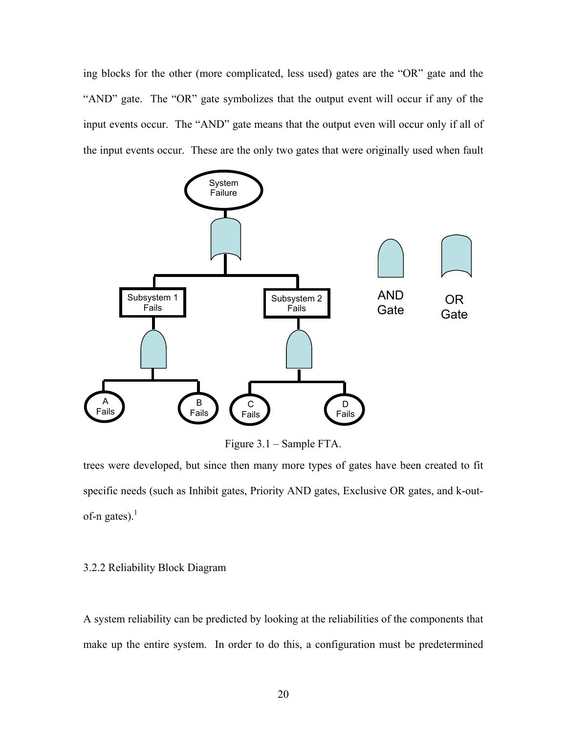ing blocks for the other (more complicated, less used) gates are the "OR" gate and the "AND" gate. The "OR" gate symbolizes that the output event will occur if any of the input events occur. The "AND" gate means that the output even will occur only if all of the input events occur. These are the only two gates that were originally used when fault

Figure 3.1 – Sample FTA.

trees were developed, but since then many more types of gates have been created to fit specific needs (such as Inhibit gates, Priority AND gates, Exclusive OR gates, and k-out-of-n gates).[1]

### 3.2.2 Reliability Block Diagram

A system reliability can be predicted by looking at the reliabilities of the components that make up the entire system. In order to do this, a configuration must be predetermined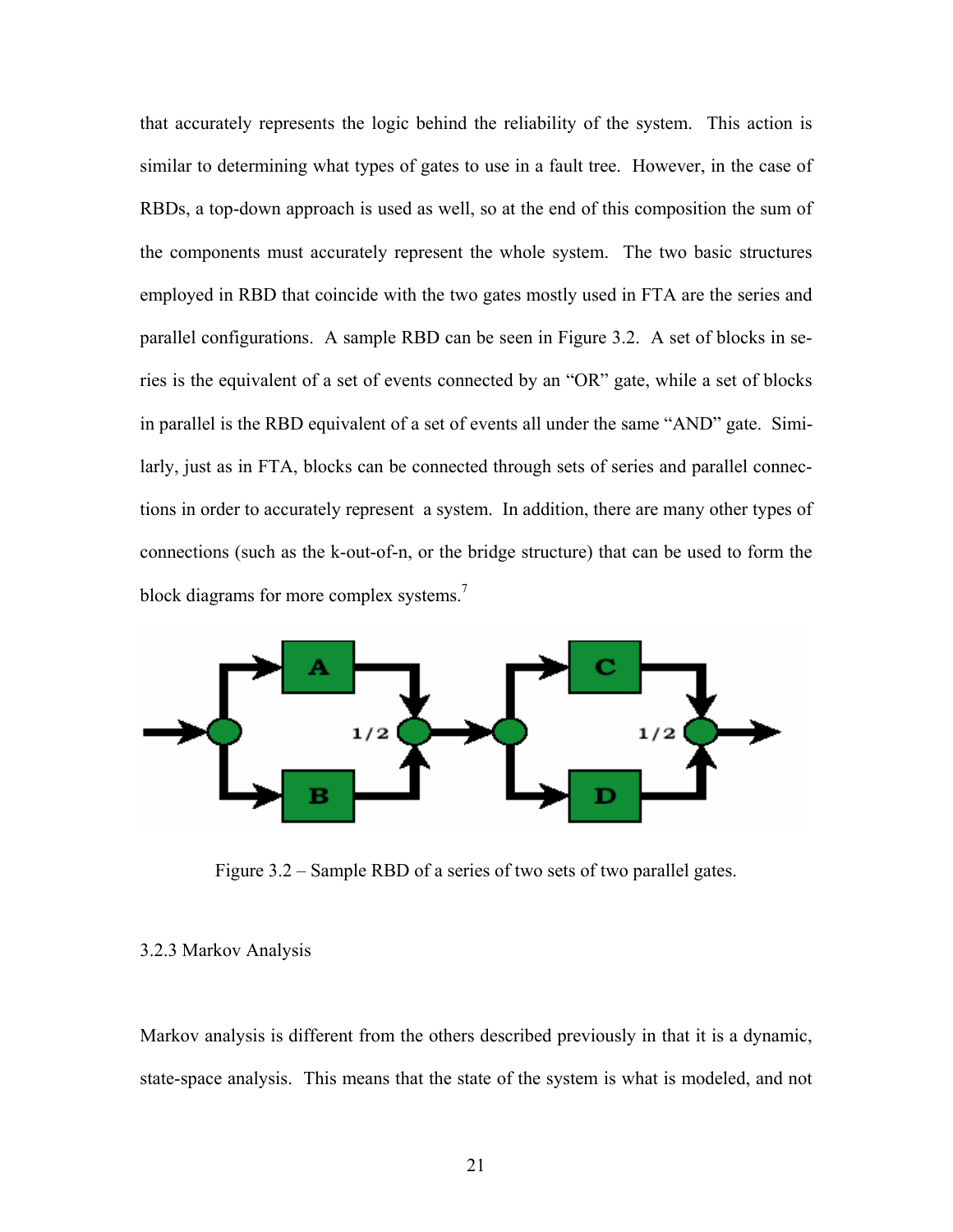that accurately represents the logic behind the reliability of the system. This action is similar to determining what types of gates to use in a fault tree. However, in the case of RBDs, a top-down approach is used as well, so at the end of this composition the sum of the components must accurately represent the whole system. The two basic structures employed in RBD that coincide with the two gates mostly used in FTA are the series and parallel configurations. A sample RBD can be seen in Figure 3.2. A set of blocks in series is the equivalent of a set of events connected by an "OR" gate, while a set of blocks in parallel is the RBD equivalent of a set of events all under the same "AND" gate. Similarly, just as in FTA, blocks can be connected through sets of series and parallel connections in order to accurately represent a system. In addition, there are many other types of connections (such as the k-out-of-n, or the bridge structure) that can be used to form the block diagrams for more complex systems.[7]

Figure 3.2 – Sample RBD of a series of two sets of two parallel gates.

### 3.2.3 Markov Analysis

Markov analysis is different from the others described previously in that it is a dynamic, state-space analysis. This means that the state of the system is what is modeled, and not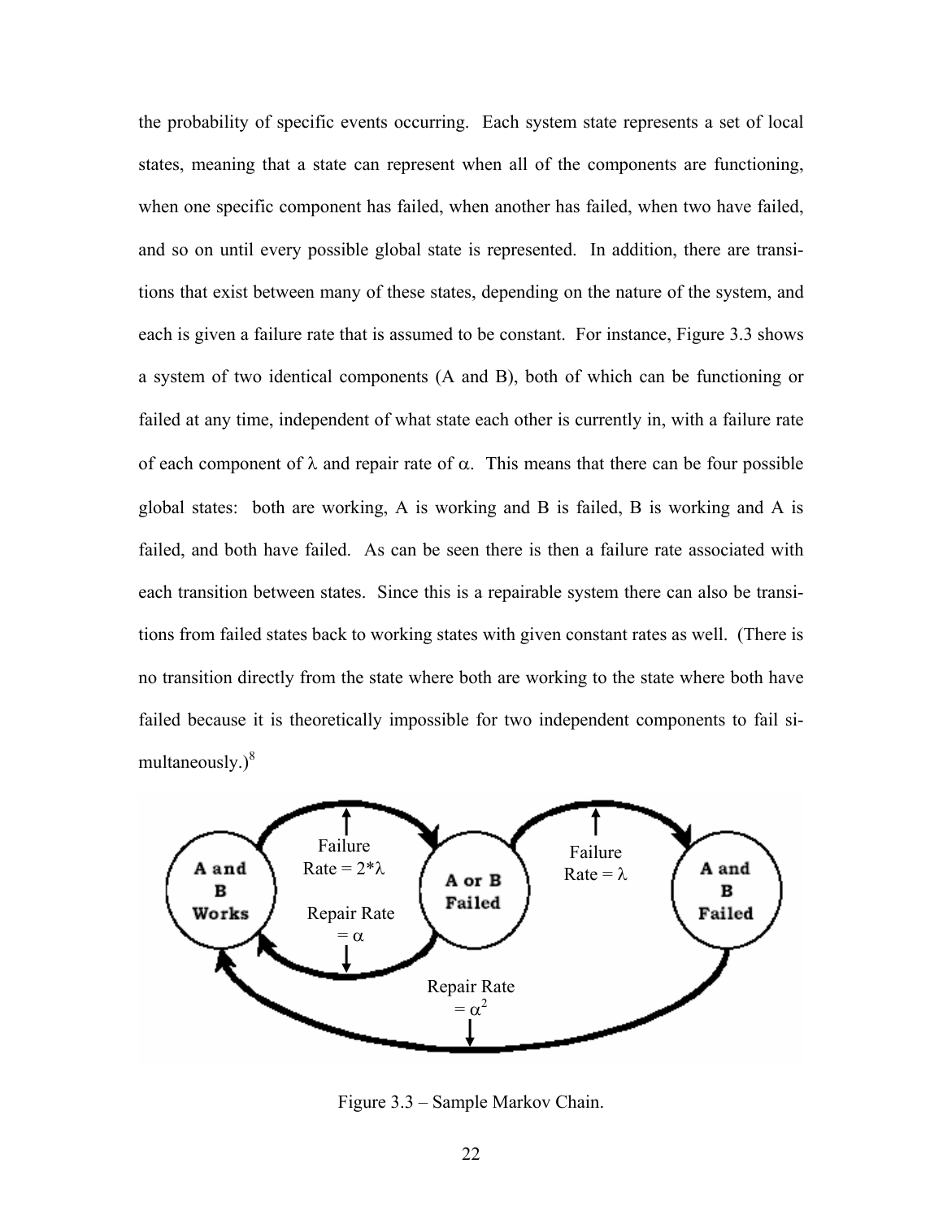the probability of specific events occurring. Each system state represents a set of local states, meaning that a state can represent when all of the components are functioning, when one specific component has failed, when another has failed, when two have failed, and so on until every possible global state is represented. In addition, there are transitions that exist between many of these states, depending on the nature of the system, and each is given a failure rate that is assumed to be constant. For instance, Figure 3.3 shows a system of two identical components (A and B), both of which can be functioning or failed at any time, independent of what state each other is currently in, with a failure rate of each component of $\lambda$ and repair rate of $\alpha$. This means that there can be four possible global states: both are working, A is working and B is failed, B is working and A is failed, and both have failed. As can be seen there is then a failure rate associated with each transition between states. Since this is a repairable system there can also be transitions from failed states back to working states with given constant rates as well. (There is no transition directly from the state where both are working to the state where both have failed because it is theoretically impossible for two independent components to fail simultaneously.)[8]

Figure 3.3 – Sample Markov Chain.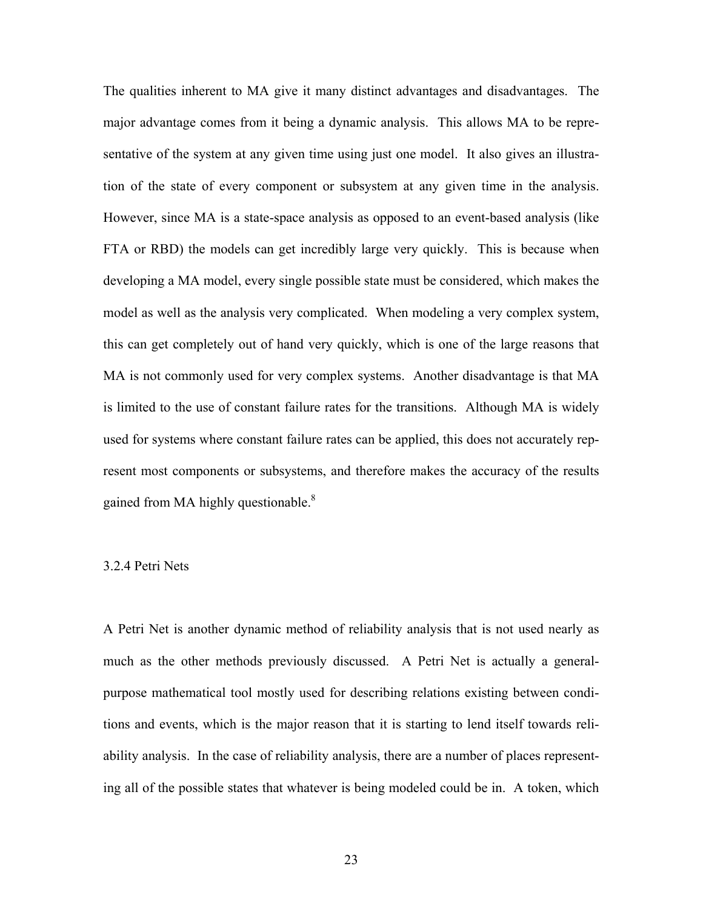The qualities inherent to MA give it many distinct advantages and disadvantages. The major advantage comes from it being a dynamic analysis. This allows MA to be representative of the system at any given time using just one model. It also gives an illustration of the state of every component or subsystem at any given time in the analysis. However, since MA is a state-space analysis as opposed to an event-based analysis (like FTA or RBD) the models can get incredibly large very quickly. This is because when developing a MA model, every single possible state must be considered, which makes the model as well as the analysis very complicated. When modeling a very complex system, this can get completely out of hand very quickly, which is one of the large reasons that MA is not commonly used for very complex systems. Another disadvantage is that MA is limited to the use of constant failure rates for the transitions. Although MA is widely used for systems where constant failure rates can be applied, this does not accurately represent most components or subsystems, and therefore makes the accuracy of the results gained from MA highly questionable.[8]

### 3.2.4 Petri Nets

A Petri Net is another dynamic method of reliability analysis that is not used nearly as much as the other methods previously discussed. A Petri Net is actually a general-purpose mathematical tool mostly used for describing relations existing between conditions and events, which is the major reason that it is starting to lend itself towards reliability analysis. In the case of reliability analysis, there are a number of places representing all of the possible states that whatever is being modeled could be in. A token, which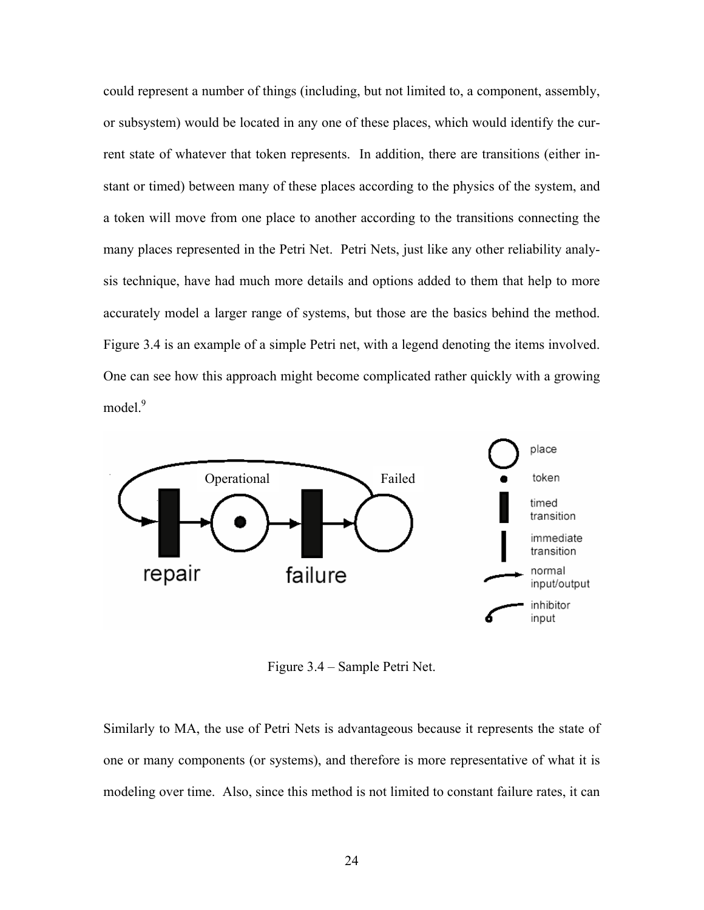could represent a number of things (including, but not limited to, a component, assembly, or subsystem) would be located in any one of these places, which would identify the current state of whatever that token represents. In addition, there are transitions (either instant or timed) between many of these places according to the physics of the system, and a token will move from one place to another according to the transitions connecting the many places represented in the Petri Net. Petri Nets, just like any other reliability analysis technique, have had much more details and options added to them that help to more accurately model a larger range of systems, but those are the basics behind the method. Figure 3.4 is an example of a simple Petri net, with a legend denoting the items involved. One can see how this approach might become complicated rather quickly with a growing model.[9]

Figure 3.4 – Sample Petri Net.

Similarly to MA, the use of Petri Nets is advantageous because it represents the state of one or many components (or systems), and therefore is more representative of what it is modeling over time. Also, since this method is not limited to constant failure rates, it can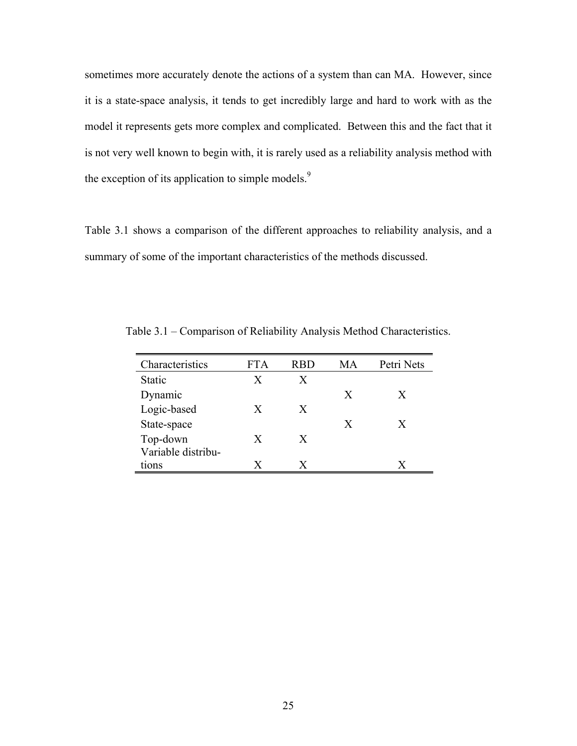sometimes more accurately denote the actions of a system than can MA. However, since it is a state-space analysis, it tends to get incredibly large and hard to work with as the model it represents gets more complex and complicated. Between this and the fact that it is not very well known to begin with, it is rarely used as a reliability analysis method with the exception of its application to simple models.[9]

Table 3.1 shows a comparison of the different approaches to reliability analysis, and a summary of some of the important characteristics of the methods discussed.

Table 3.1 – Comparison of Reliability Analysis Method Characteristics.

| Characteristics | FTA | RBD | MA | Petri Nets |
|---|---|---|---|---|
| Static | X | X | | |
| Dynamic | | | X | X |
| Logic-based | X | X | | |
| State-space | | | X | X |
| Top-down | X | X | | |
| Variable distributions | X | X | | X |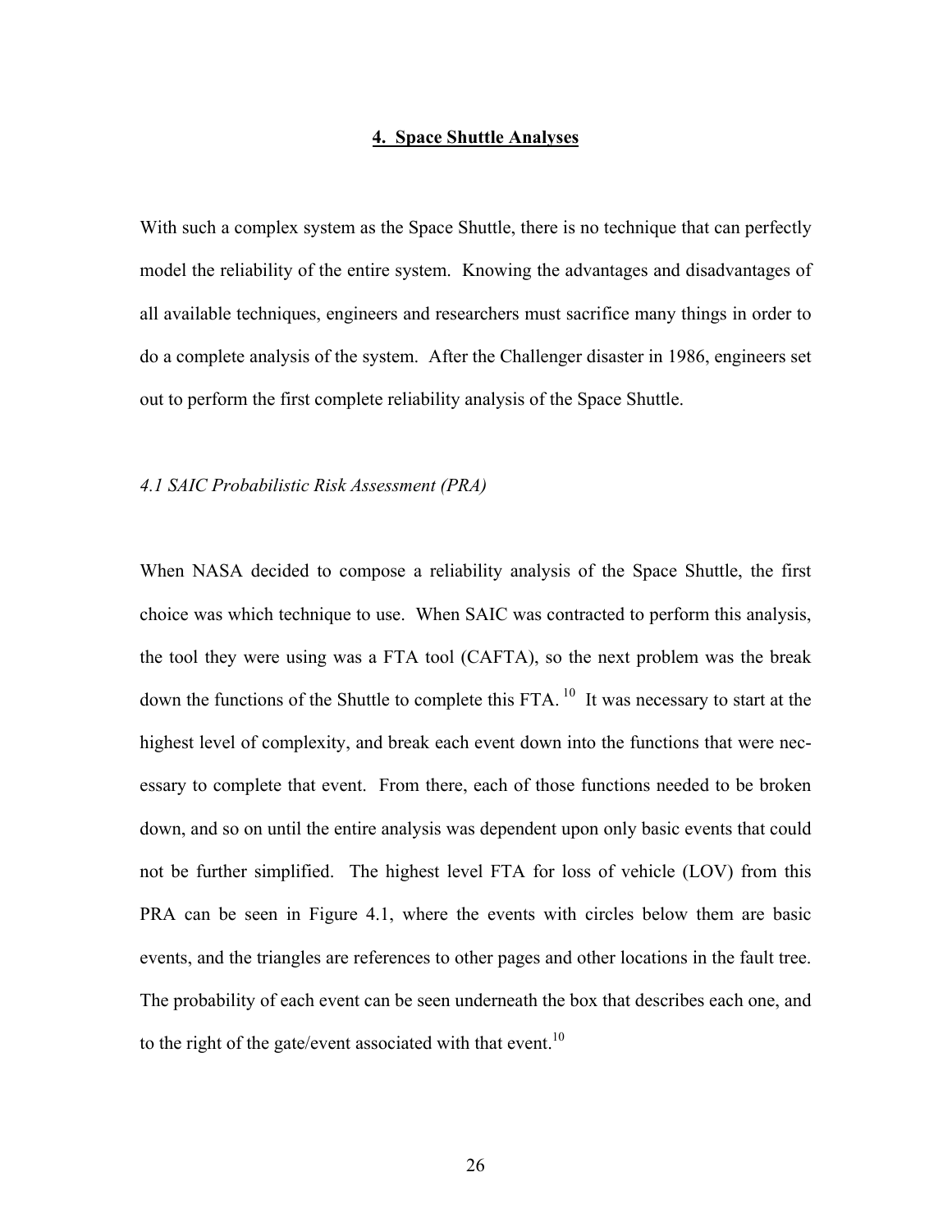# 4. Space Shuttle Analyses

With such a complex system as the Space Shuttle, there is no technique that can perfectly model the reliability of the entire system. Knowing the advantages and disadvantages of all available techniques, engineers and researchers must sacrifice many things in order to do a complete analysis of the system. After the Challenger disaster in 1986, engineers set out to perform the first complete reliability analysis of the Space Shuttle.

## *4.1 SAIC Probabilistic Risk Assessment (PRA)*

When NASA decided to compose a reliability analysis of the Space Shuttle, the first choice was which technique to use. When SAIC was contracted to perform this analysis, the tool they were using was a FTA tool (CAFTA), so the next problem was the break down the functions of the Shuttle to complete this FTA.[10] It was necessary to start at the highest level of complexity, and break each event down into the functions that were necessary to complete that event. From there, each of those functions needed to be broken down, and so on until the entire analysis was dependent upon only basic events that could not be further simplified. The highest level FTA for loss of vehicle (LOV) from this PRA can be seen in Figure 4.1, where the events with circles below them are basic events, and the triangles are references to other pages and other locations in the fault tree. The probability of each event can be seen underneath the box that describes each one, and to the right of the gate/event associated with that event.[10]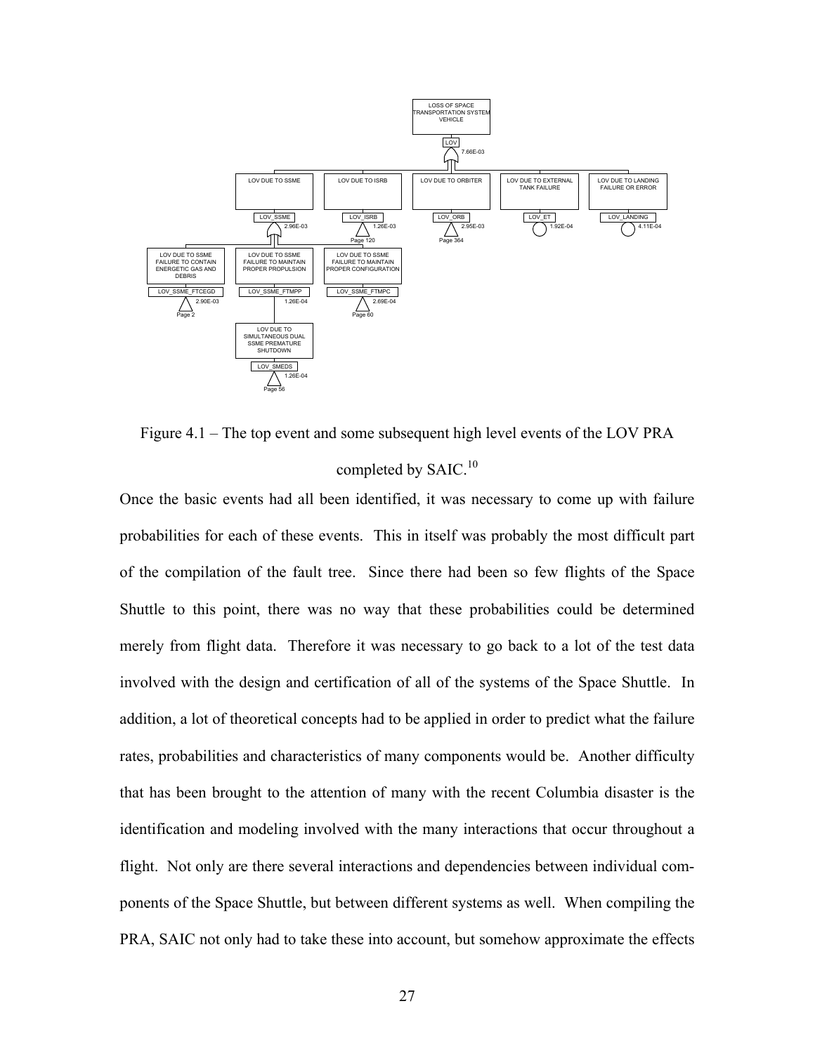Figure 4.1 – The top event and some subsequent high level events of the LOV PRA completed by SAIC.[10]

Once the basic events had all been identified, it was necessary to come up with failure probabilities for each of these events. This in itself was probably the most difficult part of the compilation of the fault tree. Since there had been so few flights of the Space Shuttle to this point, there was no way that these probabilities could be determined merely from flight data. Therefore it was necessary to go back to a lot of the test data involved with the design and certification of all of the systems of the Space Shuttle. In addition, a lot of theoretical concepts had to be applied in order to predict what the failure rates, probabilities and characteristics of many components would be. Another difficulty that has been brought to the attention of many with the recent Columbia disaster is the identification and modeling involved with the many interactions that occur throughout a flight. Not only are there several interactions and dependencies between individual components of the Space Shuttle, but between different systems as well. When compiling the PRA, SAIC not only had to take these into account, but somehow approximate the effects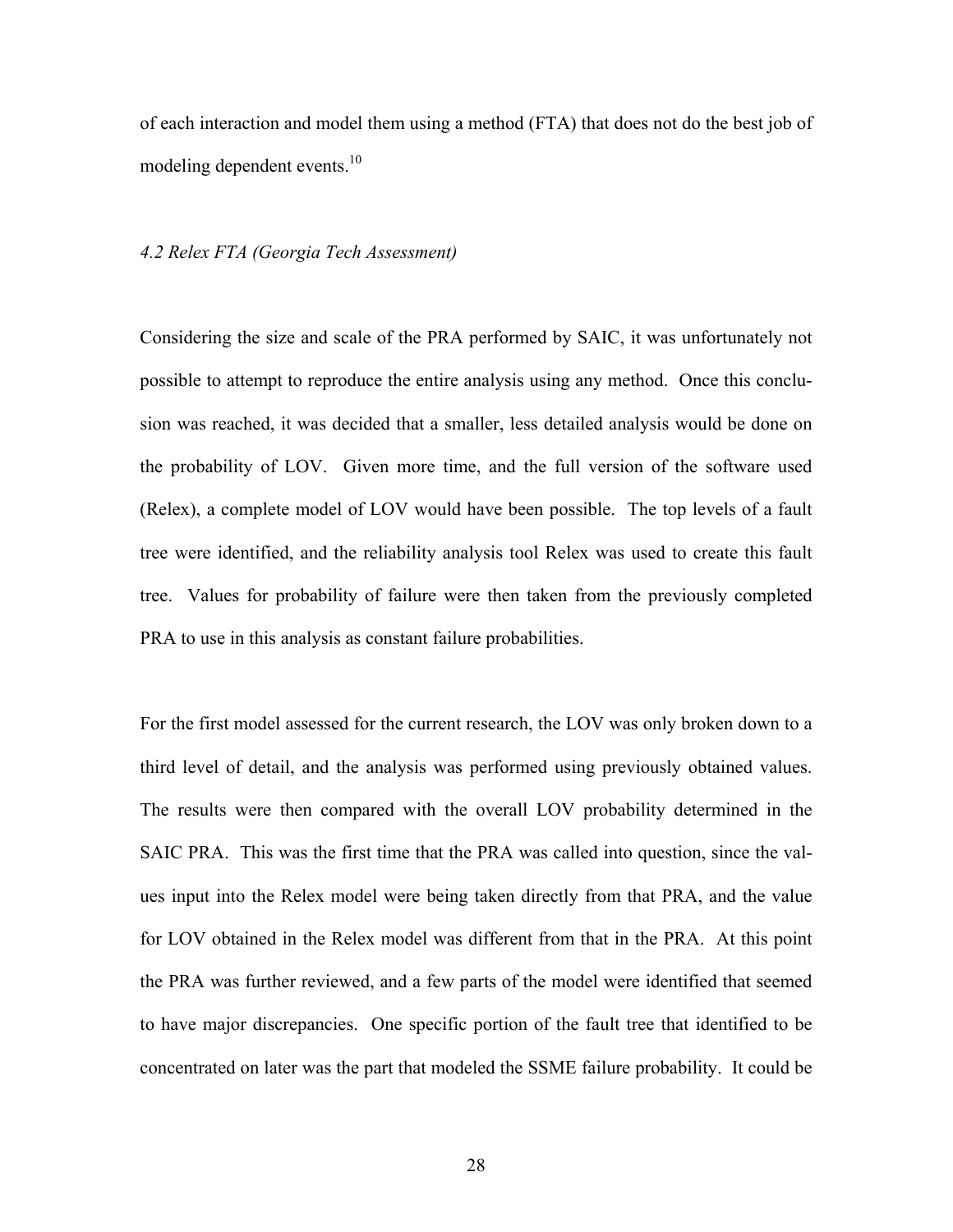of each interaction and model them using a method (FTA) that does not do the best job of modeling dependent events.[10]

### *4.2 Relex FTA (Georgia Tech Assessment)*

Considering the size and scale of the PRA performed by SAIC, it was unfortunately not possible to attempt to reproduce the entire analysis using any method. Once this conclusion was reached, it was decided that a smaller, less detailed analysis would be done on the probability of LOV. Given more time, and the full version of the software used (Relex), a complete model of LOV would have been possible. The top levels of a fault tree were identified, and the reliability analysis tool Relex was used to create this fault tree. Values for probability of failure were then taken from the previously completed PRA to use in this analysis as constant failure probabilities.

For the first model assessed for the current research, the LOV was only broken down to a third level of detail, and the analysis was performed using previously obtained values. The results were then compared with the overall LOV probability determined in the SAIC PRA. This was the first time that the PRA was called into question, since the values input into the Relex model were being taken directly from that PRA, and the value for LOV obtained in the Relex model was different from that in the PRA. At this point the PRA was further reviewed, and a few parts of the model were identified that seemed to have major discrepancies. One specific portion of the fault tree that identified to be concentrated on later was the part that modeled the SSME failure probability. It could be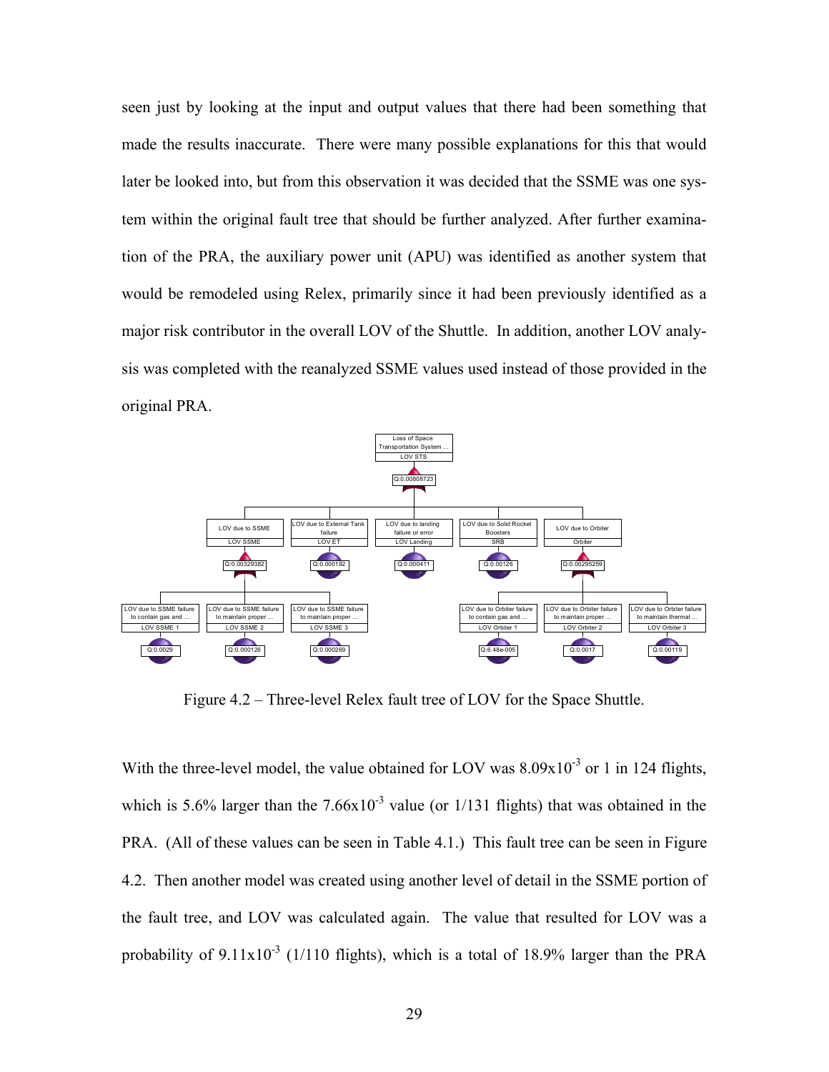seen just by looking at the input and output values that there had been something that made the results inaccurate. There were many possible explanations for this that would later be looked into, but from this observation it was decided that the SSME was one system within the original fault tree that should be further analyzed. After further examination of the PRA, the auxiliary power unit (APU) was identified as another system that would be remodeled using Relex, primarily since it had been previously identified as a major risk contributor in the overall LOV of the Shuttle. In addition, another LOV analysis was completed with the reanalyzed SSME values used instead of those provided in the original PRA.

Figure 4.2 – Three-level Relex fault tree of LOV for the Space Shuttle.

With the three-level model, the value obtained for LOV was $8.09 \times 10^{-3}$ or 1 in 124 flights, which is 5.6% larger than the $7.66 \times 10^{-3}$ value (or 1/131 flights) that was obtained in the PRA. (All of these values can be seen in Table 4.1.) This fault tree can be seen in Figure 4.2. Then another model was created using another level of detail in the SSME portion of the fault tree, and LOV was calculated again. The value that resulted for LOV was a probability of $9.11 \times 10^{-3}$ (1/110 flights), which is a total of 18.9% larger than the PRA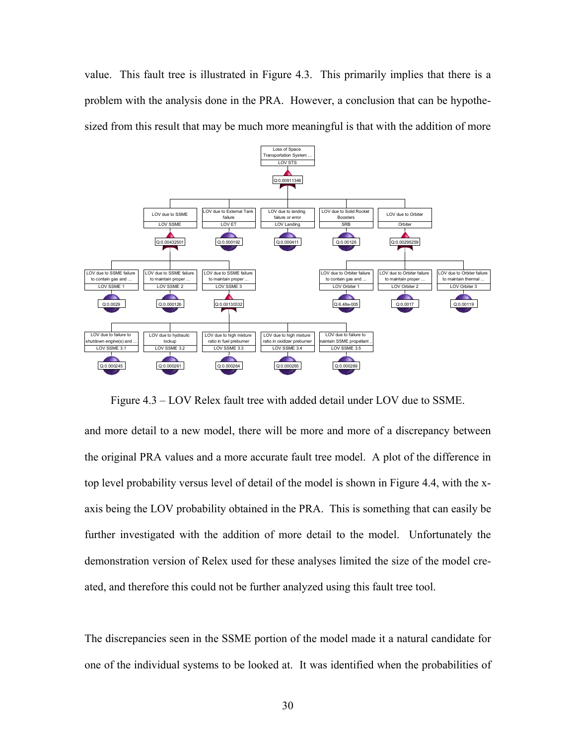value. This fault tree is illustrated in Figure 4.3. This primarily implies that there is a problem with the analysis done in the PRA. However, a conclusion that can be hypothesized from this result that may be much more meaningful is that with the addition of more

Figure 4.3 – LOV Relex fault tree with added detail under LOV due to SSME.

and more detail to a new model, there will be more and more of a discrepancy between the original PRA values and a more accurate fault tree model. A plot of the difference in top level probability versus level of detail of the model is shown in Figure 4.4, with the x-axis being the LOV probability obtained in the PRA. This is something that can easily be further investigated with the addition of more detail to the model. Unfortunately the demonstration version of Relex used for these analyses limited the size of the model created, and therefore this could not be further analyzed using this fault tree tool.

The discrepancies seen in the SSME portion of the model made it a natural candidate for one of the individual systems to be looked at. It was identified when the probabilities of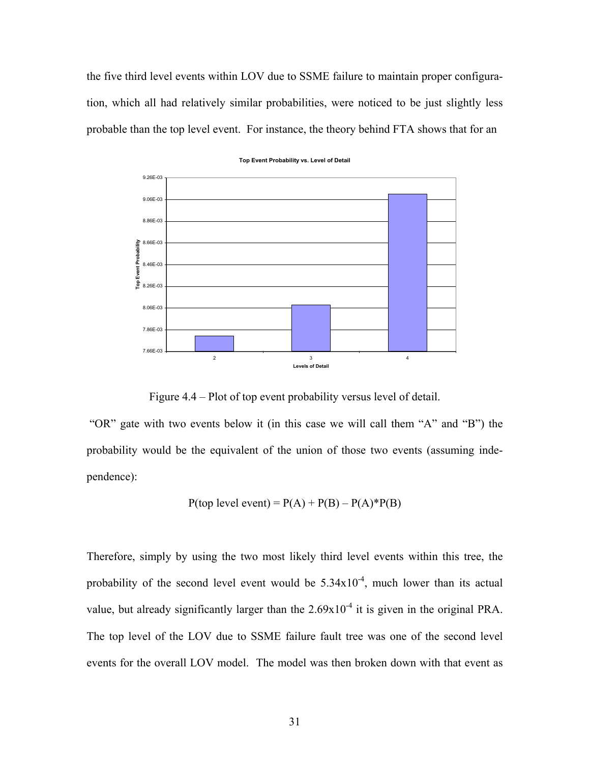the five third level events within LOV due to SSME failure to maintain proper configuration, which all had relatively similar probabilities, were noticed to be just slightly less probable than the top level event. For instance, the theory behind FTA shows that for an

Figure 4.4 – Plot of top event probability versus level of detail.

"OR" gate with two events below it (in this case we will call them "A" and "B") the probability would be the equivalent of the union of those two events (assuming independence):

$$P(\text{top level event}) = P(A) + P(B) - P(A)*P(B)$$

Therefore, simply by using the two most likely third level events within this tree, the probability of the second level event would be $5.34 \times 10^{-4}$, much lower than its actual value, but already significantly larger than the $2.69 \times 10^{-4}$ it is given in the original PRA. The top level of the LOV due to SSME failure fault tree was one of the second level events for the overall LOV model. The model was then broken down with that event as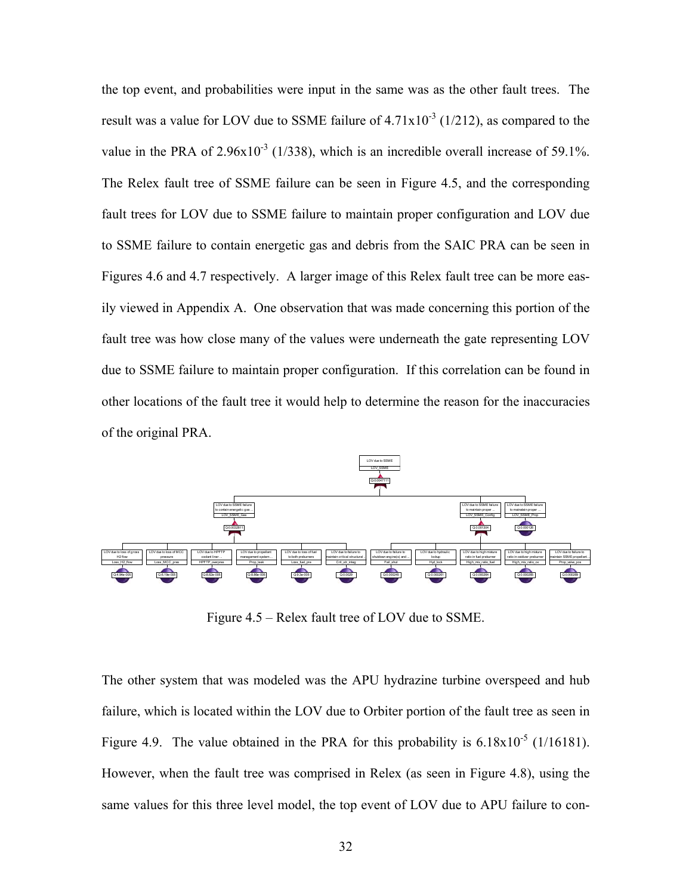the top event, and probabilities were input in the same was as the other fault trees. The result was a value for LOV due to SSME failure of $4.71 \times 10^{-3}$ (1/212), as compared to the value in the PRA of $2.96 \times 10^{-3}$ (1/338), which is an incredible overall increase of 59.1%. The Relex fault tree of SSME failure can be seen in Figure 4.5, and the corresponding fault trees for LOV due to SSME failure to maintain proper configuration and LOV due to SSME failure to contain energetic gas and debris from the SAIC PRA can be seen in Figures 4.6 and 4.7 respectively. A larger image of this Relex fault tree can be more easily viewed in Appendix A. One observation that was made concerning this portion of the fault tree was how close many of the values were underneath the gate representing LOV due to SSME failure to maintain proper configuration. If this correlation can be found in other locations of the fault tree it would help to determine the reason for the inaccuracies of the original PRA.

Figure 4.5 – Relex fault tree of LOV due to SSME.

The other system that was modeled was the APU hydrazine turbine overspeed and hub failure, which is located within the LOV due to Orbiter portion of the fault tree as seen in Figure 4.9. The value obtained in the PRA for this probability is $6.18 \times 10^{-5}$ (1/16181). However, when the fault tree was comprised in Relex (as seen in Figure 4.8), using the same values for this three level model, the top event of LOV due to APU failure to con-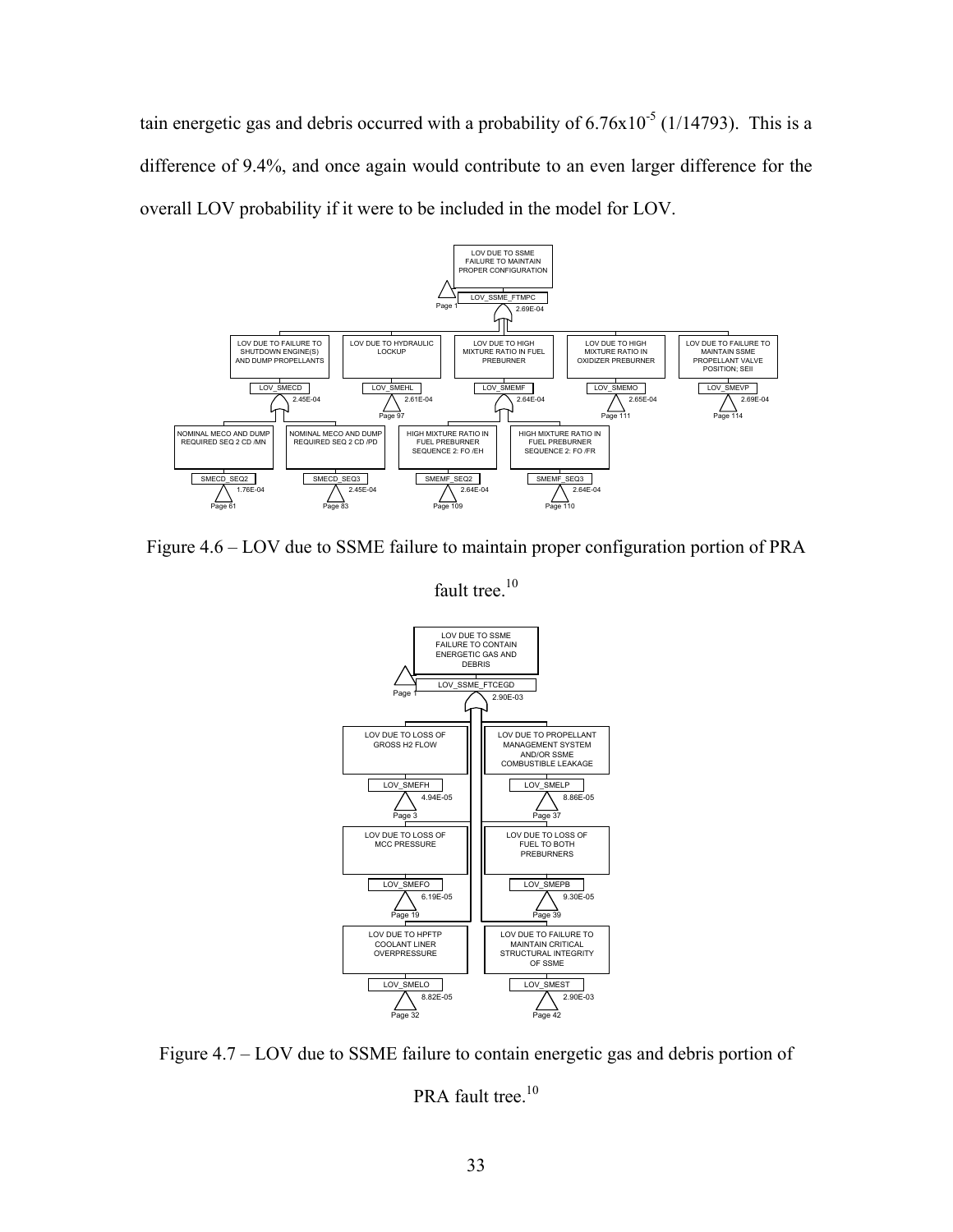tain energetic gas and debris occurred with a probability of $6.76 \times 10^{-5}$ (1/14793). This is a difference of 9.4%, and once again would contribute to an even larger difference for the overall LOV probability if it were to be included in the model for LOV.

Figure 4.6 – LOV due to SSME failure to maintain proper configuration portion of PRA fault tree.[10]

Figure 4.7 – LOV due to SSME failure to contain energetic gas and debris portion of PRA fault tree.[10]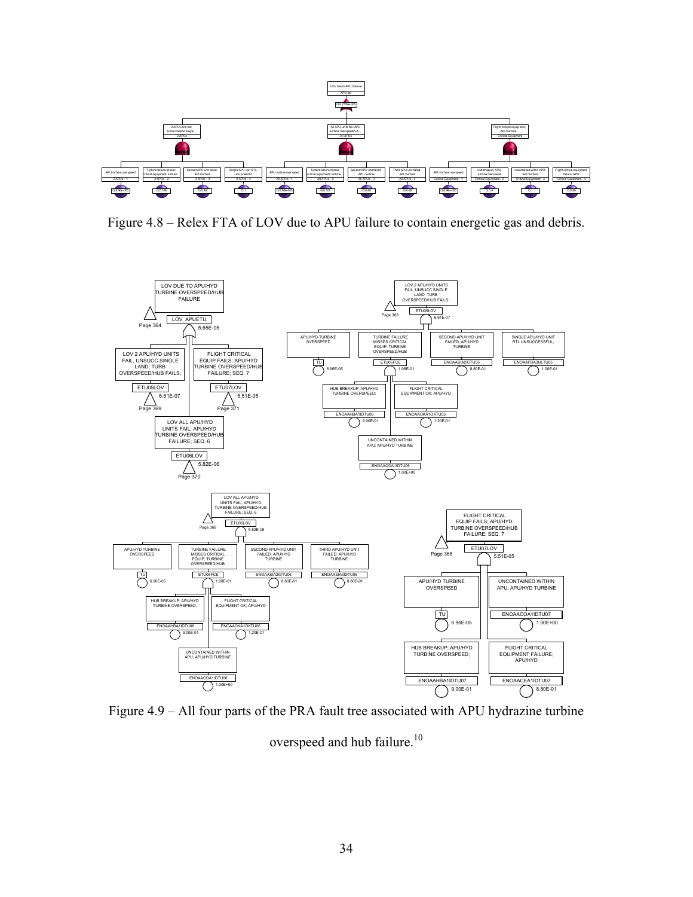Figure 4.8 – Relex FTA of LOV due to APU failure to contain energetic gas and debris.

Figure 4.9 – All four parts of the PRA fault tree associated with APU hydrazine turbine overspeed and hub failure.[10]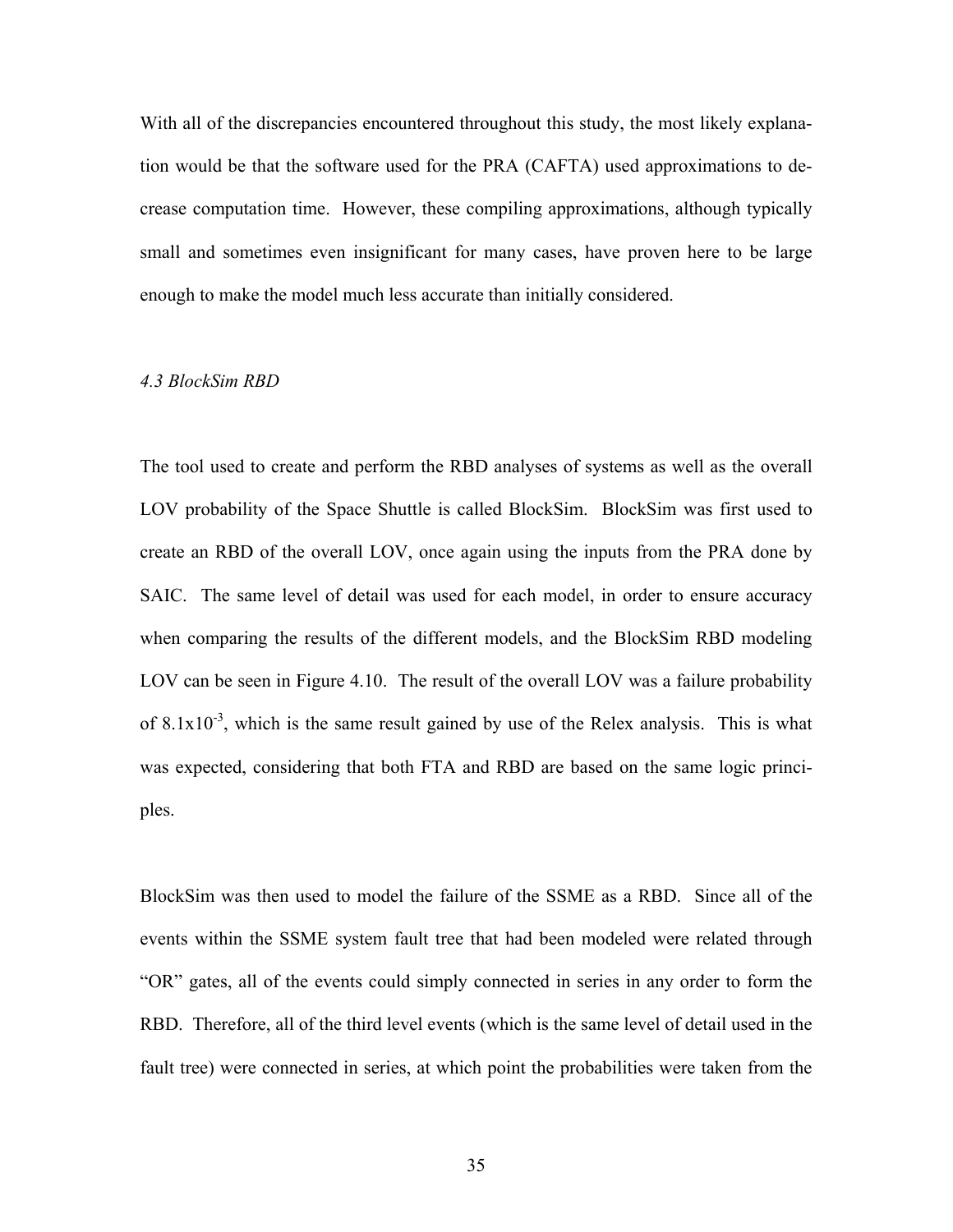With all of the discrepancies encountered throughout this study, the most likely explanation would be that the software used for the PRA (CAFTA) used approximations to decrease computation time. However, these compiling approximations, although typically small and sometimes even insignificant for many cases, have proven here to be large enough to make the model much less accurate than initially considered.

### *4.3 BlockSim RBD*

The tool used to create and perform the RBD analyses of systems as well as the overall LOV probability of the Space Shuttle is called BlockSim. BlockSim was first used to create an RBD of the overall LOV, once again using the inputs from the PRA done by SAIC. The same level of detail was used for each model, in order to ensure accuracy when comparing the results of the different models, and the BlockSim RBD modeling LOV can be seen in Figure 4.10. The result of the overall LOV was a failure probability of $8.1 \times 10^{-3}$, which is the same result gained by use of the Relex analysis. This is what was expected, considering that both FTA and RBD are based on the same logic principles.

BlockSim was then used to model the failure of the SSME as a RBD. Since all of the events within the SSME system fault tree that had been modeled were related through "OR" gates, all of the events could simply connected in series in any order to form the RBD. Therefore, all of the third level events (which is the same level of detail used in the fault tree) were connected in series, at which point the probabilities were taken from the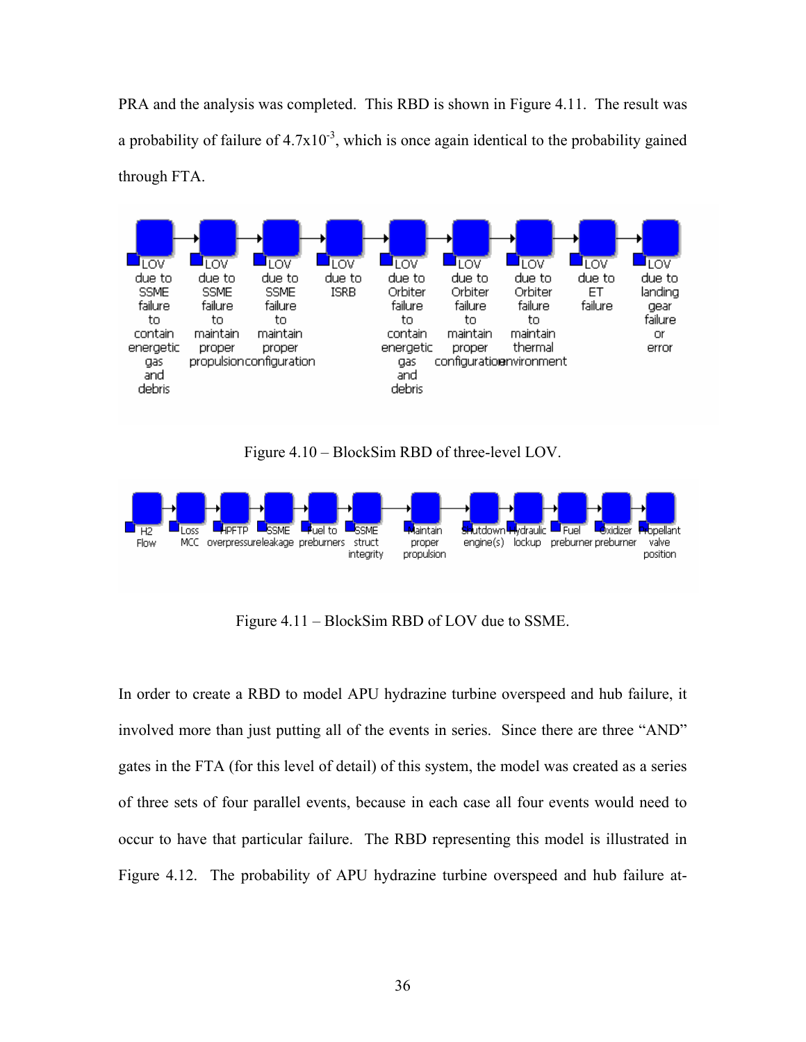PRA and the analysis was completed. This RBD is shown in Figure 4.11. The result was a probability of failure of $4.7 \times 10^{-3}$, which is once again identical to the probability gained through FTA.

Figure 4.10 – BlockSim RBD of three-level LOV.

Figure 4.11 – BlockSim RBD of LOV due to SSME.

In order to create a RBD to model APU hydrazine turbine overspeed and hub failure, it involved more than just putting all of the events in series. Since there are three "AND" gates in the FTA (for this level of detail) of this system, the model was created as a series of three sets of four parallel events, because in each case all four events would need to occur to have that particular failure. The RBD representing this model is illustrated in Figure 4.12. The probability of APU hydrazine turbine overspeed and hub failure at-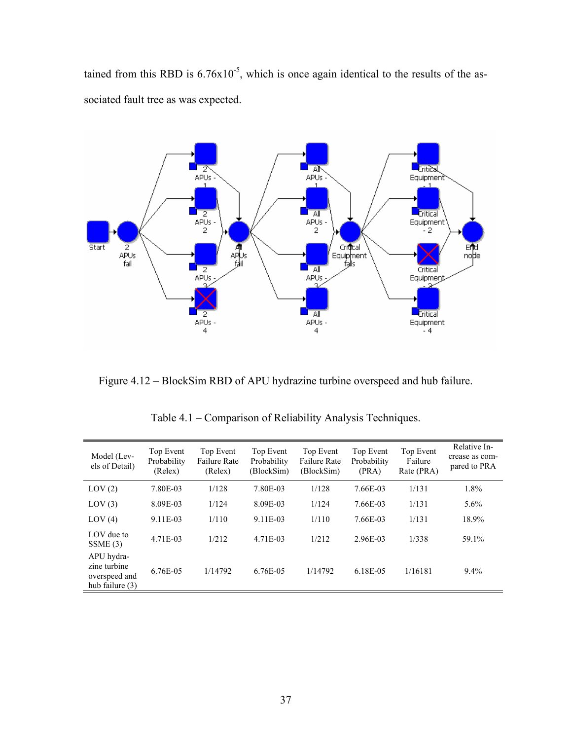tained from this RBD is $6.76 \times 10^{-5}$, which is once again identical to the results of the associated fault tree as was expected.

Figure 4.12 – BlockSim RBD of APU hydrazine turbine overspeed and hub failure.

Table 4.1 – Comparison of Reliability Analysis Techniques.

| Model (Levels of Detail) | Top Event Probability (Relex) | Top Event Failure Rate (Relex) | Top Event Probability (BlockSim) | Top Event Failure Rate (BlockSim) | Top Event Probability (PRA) | Top Event Failure Rate (PRA) | Relative Increase as compared to PRA |
|---|---|---|---|---|---|---|---|
| LOV (2) | 7.80E-03 | 1/128 | 7.80E-03 | 1/128 | 7.66E-03 | 1/131 | 1.8% |
| LOV (3) | 8.09E-03 | 1/124 | 8.09E-03 | 1/124 | 7.66E-03 | 1/131 | 5.6% |
| LOV (4) | 9.11E-03 | 1/110 | 9.11E-03 | 1/110 | 7.66E-03 | 1/131 | 18.9% |
| LOV due to SSME (3) | 4.71E-03 | 1/212 | 4.71E-03 | 1/212 | 2.96E-03 | 1/338 | 59.1% |
| APU hydrazine turbine overspeed and hub failure (3) | 6.76E-05 | 1/14792 | 6.76E-05 | 1/14792 | 6.18E-05 | 1/16181 | 9.4% |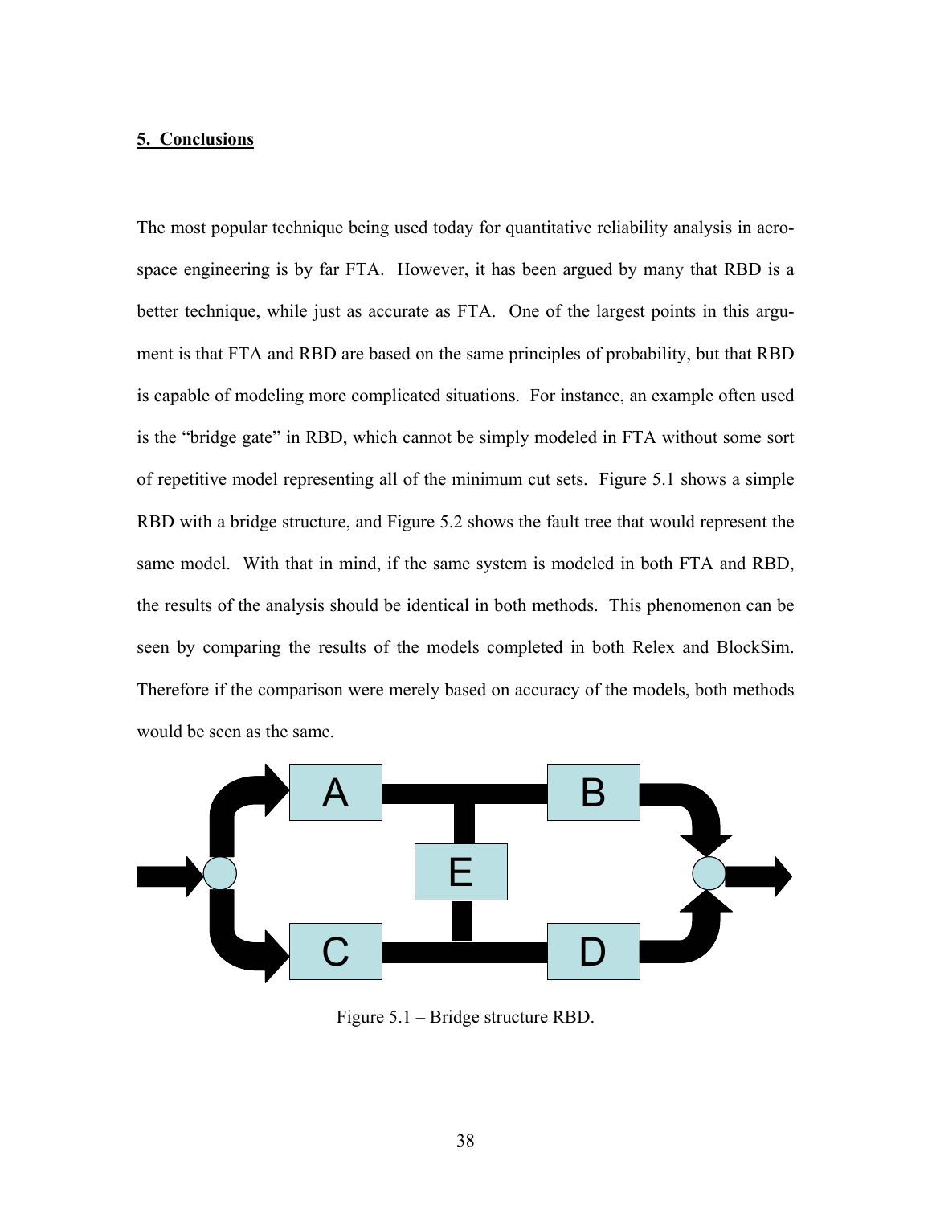## 5. Conclusions

The most popular technique being used today for quantitative reliability analysis in aerospace engineering is by far FTA. However, it has been argued by many that RBD is a better technique, while just as accurate as FTA. One of the largest points in this argument is that FTA and RBD are based on the same principles of probability, but that RBD is capable of modeling more complicated situations. For instance, an example often used is the "bridge gate" in RBD, which cannot be simply modeled in FTA without some sort of repetitive model representing all of the minimum cut sets. Figure 5.1 shows a simple RBD with a bridge structure, and Figure 5.2 shows the fault tree that would represent the same model. With that in mind, if the same system is modeled in both FTA and RBD, the results of the analysis should be identical in both methods. This phenomenon can be seen by comparing the results of the models completed in both Relex and BlockSim. Therefore if the comparison were merely based on accuracy of the models, both methods would be seen as the same.

Figure 5.1 – Bridge structure RBD.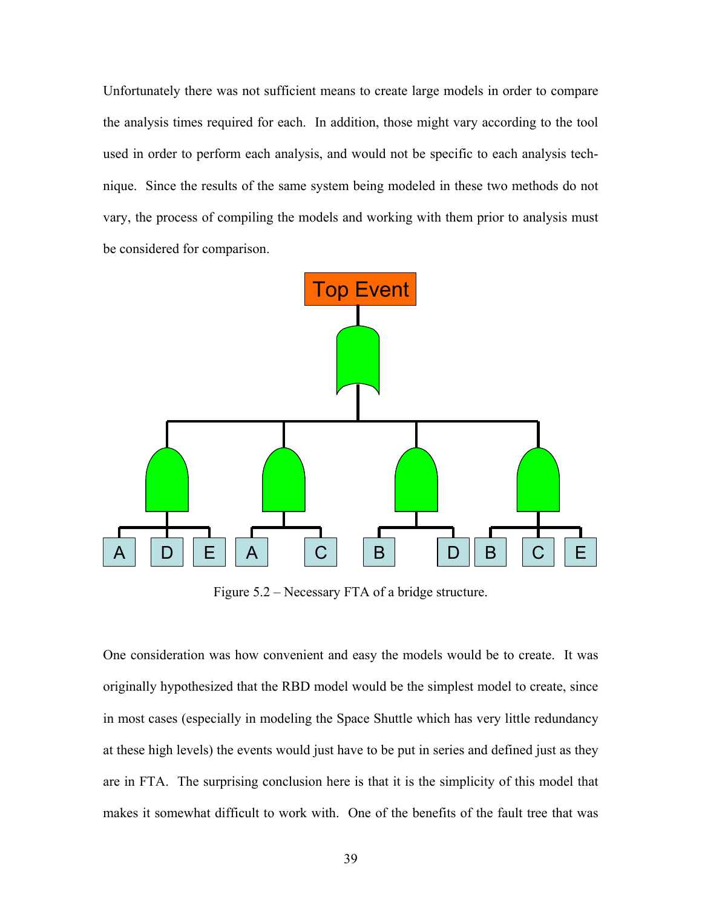Unfortunately there was not sufficient means to create large models in order to compare the analysis times required for each. In addition, those might vary according to the tool used in order to perform each analysis, and would not be specific to each analysis technique. Since the results of the same system being modeled in these two methods do not vary, the process of compiling the models and working with them prior to analysis must be considered for comparison.

Figure 5.2 – Necessary FTA of a bridge structure.

One consideration was how convenient and easy the models would be to create. It was originally hypothesized that the RBD model would be the simplest model to create, since in most cases (especially in modeling the Space Shuttle which has very little redundancy at these high levels) the events would just have to be put in series and defined just as they are in FTA. The surprising conclusion here is that it is the simplicity of this model that makes it somewhat difficult to work with. One of the benefits of the fault tree that was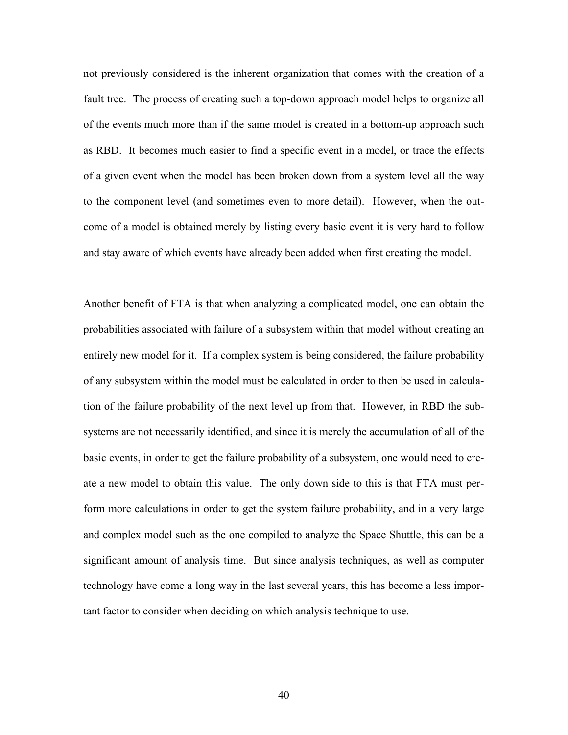not previously considered is the inherent organization that comes with the creation of a fault tree. The process of creating such a top-down approach model helps to organize all of the events much more than if the same model is created in a bottom-up approach such as RBD. It becomes much easier to find a specific event in a model, or trace the effects of a given event when the model has been broken down from a system level all the way to the component level (and sometimes even to more detail). However, when the outcome of a model is obtained merely by listing every basic event it is very hard to follow and stay aware of which events have already been added when first creating the model.

Another benefit of FTA is that when analyzing a complicated model, one can obtain the probabilities associated with failure of a subsystem within that model without creating an entirely new model for it. If a complex system is being considered, the failure probability of any subsystem within the model must be calculated in order to then be used in calculation of the failure probability of the next level up from that. However, in RBD the subsystems are not necessarily identified, and since it is merely the accumulation of all of the basic events, in order to get the failure probability of a subsystem, one would need to create a new model to obtain this value. The only down side to this is that FTA must perform more calculations in order to get the system failure probability, and in a very large and complex model such as the one compiled to analyze the Space Shuttle, this can be a significant amount of analysis time. But since analysis techniques, as well as computer technology have come a long way in the last several years, this has become a less important factor to consider when deciding on which analysis technique to use.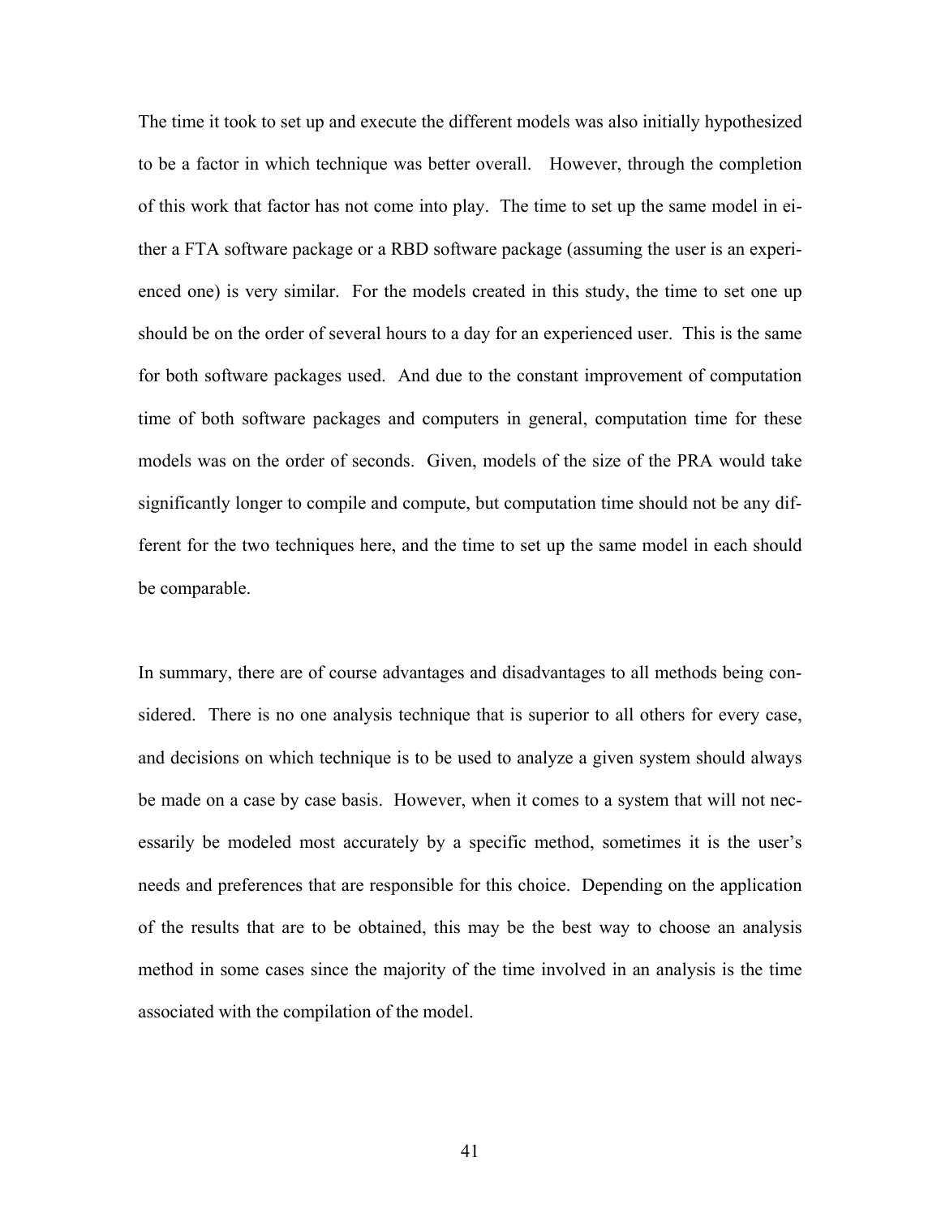The time it took to set up and execute the different models was also initially hypothesized to be a factor in which technique was better overall. However, through the completion of this work that factor has not come into play. The time to set up the same model in either a FTA software package or a RBD software package (assuming the user is an experienced one) is very similar. For the models created in this study, the time to set one up should be on the order of several hours to a day for an experienced user. This is the same for both software packages used. And due to the constant improvement of computation time of both software packages and computers in general, computation time for these models was on the order of seconds. Given, models of the size of the PRA would take significantly longer to compile and compute, but computation time should not be any different for the two techniques here, and the time to set up the same model in each should be comparable.

In summary, there are of course advantages and disadvantages to all methods being considered. There is no one analysis technique that is superior to all others for every case, and decisions on which technique is to be used to analyze a given system should always be made on a case by case basis. However, when it comes to a system that will not necessarily be modeled most accurately by a specific method, sometimes it is the user's needs and preferences that are responsible for this choice. Depending on the application of the results that are to be obtained, this may be the best way to choose an analysis method in some cases since the majority of the time involved in an analysis is the time associated with the compilation of the model.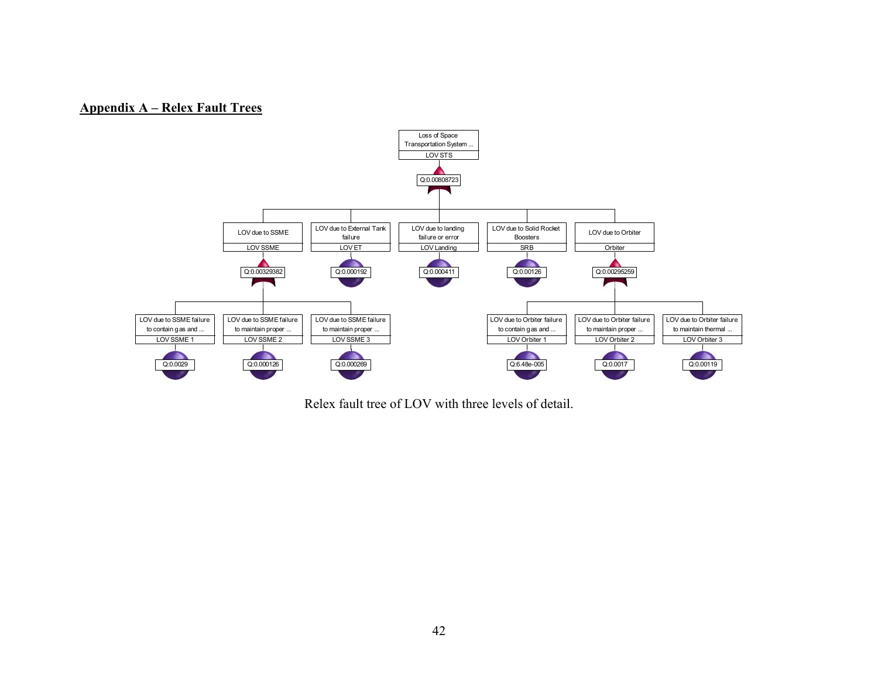## Appendix A – Relex Fault Trees

Loss of Space Transportation System ...
LOV STS
Q:0.00808723

LOV due to SSME
LOV SSME
Q:0.00329382

LOV due to External Tank failure
LOV ET
Q:0.000192

LOV due to landing failure or error
LOV Landing
Q:0.000411

LOV due to Solid Rocket Boosters
SRB
Q:0.00126

LOV due to Orbiter
Orbiter
Q:0.00295259

LOV due to SSME failure to contain gas and ...
LOV SSME 1
Q:0.0029

LOV due to SSME failure to maintain proper ...
LOV SSME 2
Q:0.000126

LOV due to SSME failure to maintain proper ...
LOV SSME 3
Q:0.000269

LOV due to Orbiter failure to contain gas and ...
LOV Orbiter 1
Q:6.48e-005

LOV due to Orbiter failure to maintain proper ...
LOV Orbiter 2
Q:0.0017

LOV due to Orbiter failure to maintain thermal ...
LOV Orbiter 3
Q:0.00119

Relex fault tree of LOV with three levels of detail.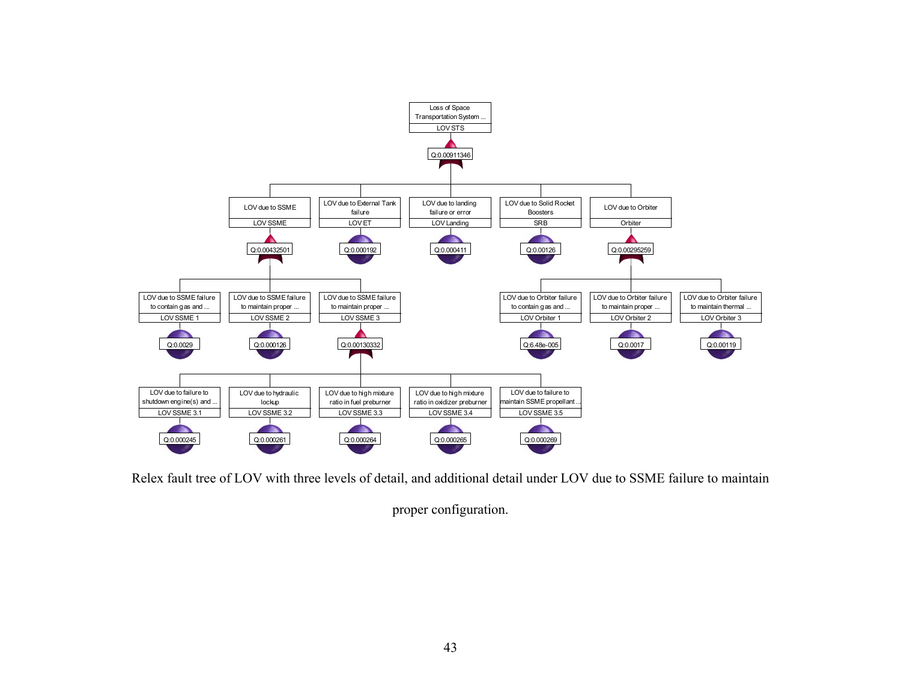- Loss of Space Transportation System ... — LOV STS — Q:0.00911346
  - LOV due to SSME — LOV SSME — Q:0.00432501
    - LOV due to SSME failure to contain gas and ... — LOV SSME 1 — Q:0.0029
    - LOV due to SSME failure to maintain proper ... — LOV SSME 2 — Q:0.000126
    - LOV due to SSME failure to maintain proper ... — LOV SSME 3 — Q:0.00130332
      - LOV due to failure to shutdown engine(s) and ... — LOV SSME 3.1 — Q:0.000245
      - LOV due to hydraulic lockup — LOV SSME 3.2 — Q:0.000261
      - LOV due to high mixture ratio in fuel preburner — LOV SSME 3.3 — Q:0.000264
      - LOV due to high mixture ratio in oxidizer preburner — LOV SSME 3.4 — Q:0.000265
      - LOV due to failure to maintain SSME propellant ... — LOV SSME 3.5 — Q:0.000269
  - LOV due to External Tank failure — LOV ET — Q:0.000192
  - LOV due to landing failure or error — LOV Landing — Q:0.000411
  - LOV due to Solid Rocket Boosters — SRB — Q:0.00126
  - LOV due to Orbiter — Orbiter — Q:0.00295259
    - LOV due to Orbiter failure to contain gas and ... — LOV Orbiter 1 — Q:6.48e-005
    - LOV due to Orbiter failure to maintain proper ... — LOV Orbiter 2 — Q:0.0017
    - LOV due to Orbiter failure to maintain thermal ... — LOV Orbiter 3 — Q:0.00119

Relex fault tree of LOV with three levels of detail, and additional detail under LOV due to SSME failure to maintain proper configuration.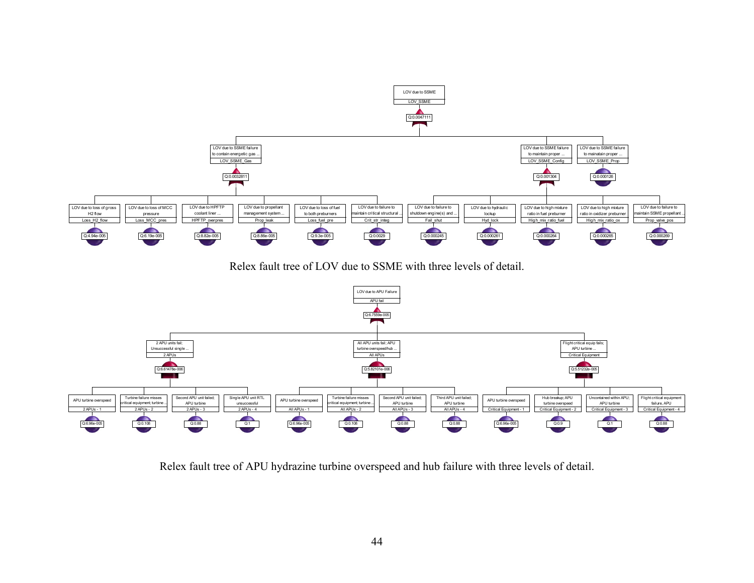Relex fault tree of LOV due to SSME with three levels of detail.

Relex fault tree of APU hydrazine turbine overspeed and hub failure with three levels of detail.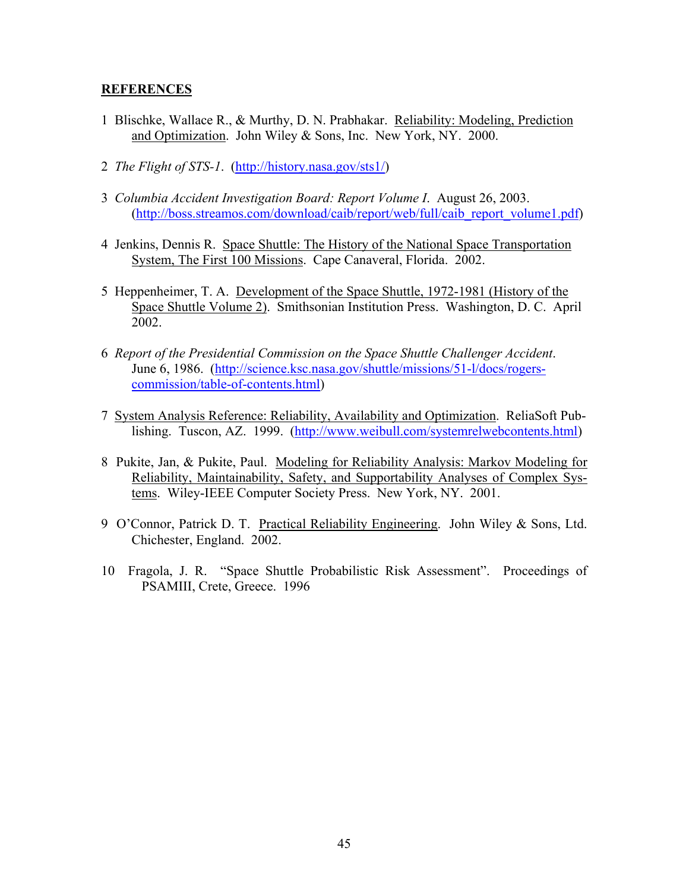**REFERENCES**

1 Blischke, Wallace R., & Murthy, D. N. Prabhakar. Reliability: Modeling, Prediction and Optimization. John Wiley & Sons, Inc. New York, NY. 2000.

2 *The Flight of STS-1*. (http://history.nasa.gov/sts1/)

3 *Columbia Accident Investigation Board: Report Volume I*. August 26, 2003. (http://boss.streamos.com/download/caib/report/web/full/caib_report_volume1.pdf)

4 Jenkins, Dennis R. Space Shuttle: The History of the National Space Transportation System, The First 100 Missions. Cape Canaveral, Florida. 2002.

5 Heppenheimer, T. A. Development of the Space Shuttle, 1972-1981 (History of the Space Shuttle Volume 2). Smithsonian Institution Press. Washington, D. C. April 2002.

6 *Report of the Presidential Commission on the Space Shuttle Challenger Accident*. June 6, 1986. (http://science.ksc.nasa.gov/shuttle/missions/51-l/docs/rogers-commission/table-of-contents.html)

7 System Analysis Reference: Reliability, Availability and Optimization. ReliaSoft Publishing. Tuscon, AZ. 1999. (http://www.weibull.com/systemrelwebcontents.html)

8 Pukite, Jan, & Pukite, Paul. Modeling for Reliability Analysis: Markov Modeling for Reliability, Maintainability, Safety, and Supportability Analyses of Complex Systems. Wiley-IEEE Computer Society Press. New York, NY. 2001.

9 O'Connor, Patrick D. T. Practical Reliability Engineering. John Wiley & Sons, Ltd. Chichester, England. 2002.

10 Fragola, J. R. "Space Shuttle Probabilistic Risk Assessment". Proceedings of PSAMIII, Crete, Greece. 1996